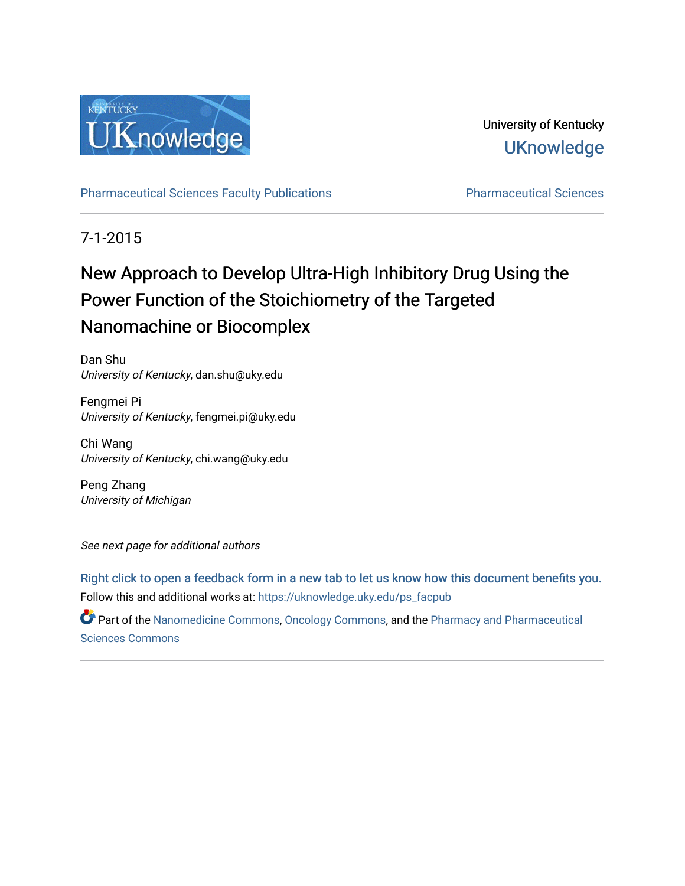University of Kentucky
UKnowledge

Pharmaceutical Sciences Faculty Publications | Pharmaceutical Sciences

7-1-2015

# New Approach to Develop Ultra-High Inhibitory Drug Using the Power Function of the Stoichiometry of the Targeted Nanomachine or Biocomplex

Dan Shu
*University of Kentucky*, dan.shu@uky.edu

Fengmei Pi
*University of Kentucky*, fengmei.pi@uky.edu

Chi Wang
*University of Kentucky*, chi.wang@uky.edu

Peng Zhang
*University of Michigan*

*See next page for additional authors*

Right click to open a feedback form in a new tab to let us know how this document benefits you.

Follow this and additional works at: https://uknowledge.uky.edu/ps_facpub

Part of the Nanomedicine Commons, Oncology Commons, and the Pharmacy and Pharmaceutical Sciences Commons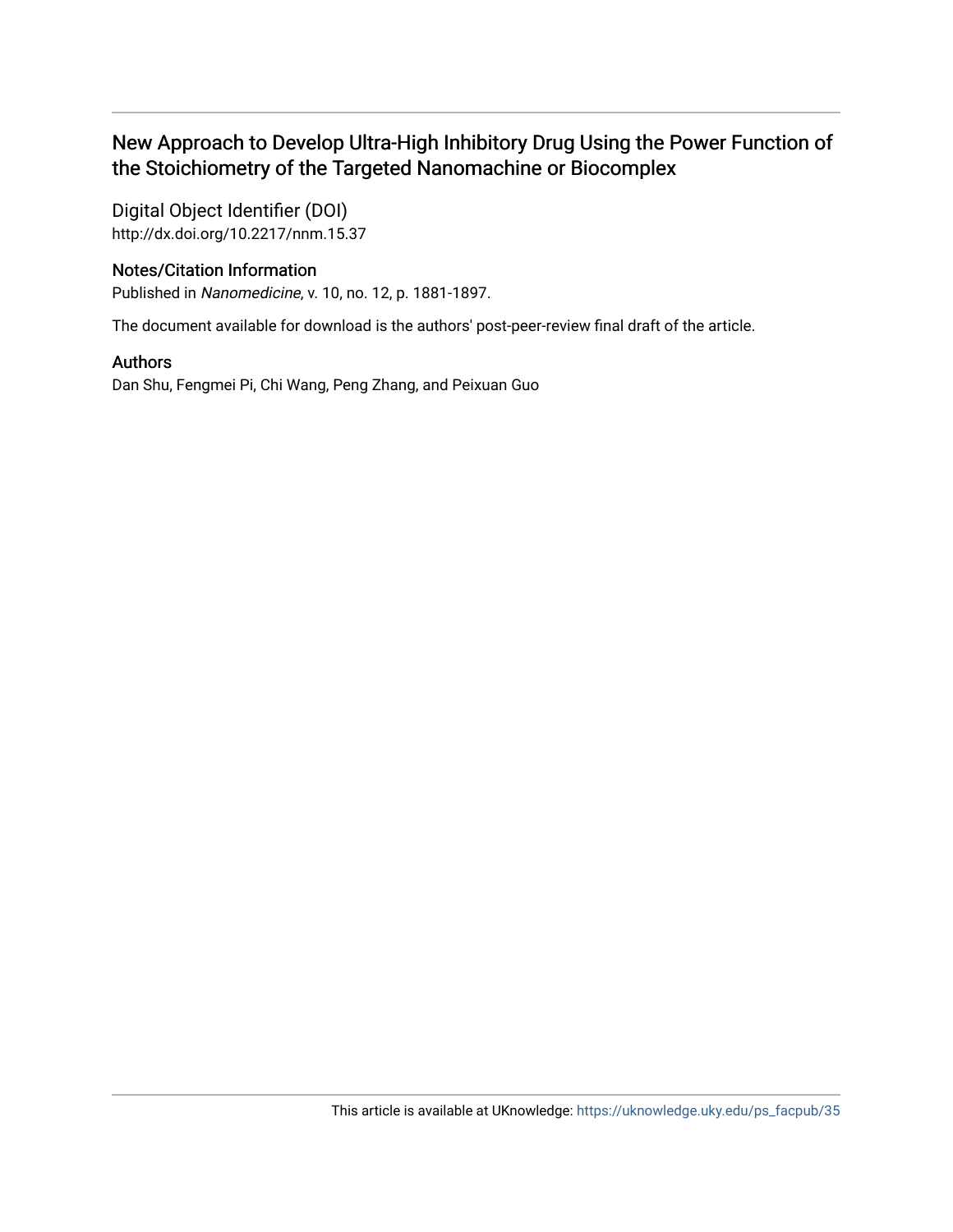## New Approach to Develop Ultra-High Inhibitory Drug Using the Power Function of the Stoichiometry of the Targeted Nanomachine or Biocomplex

### Digital Object Identifier (DOI)

http://dx.doi.org/10.2217/nnm.15.37

### Notes/Citation Information

Published in *Nanomedicine*, v. 10, no. 12, p. 1881-1897.

The document available for download is the authors' post-peer-review final draft of the article.

### Authors

Dan Shu, Fengmei Pi, Chi Wang, Peng Zhang, and Peixuan Guo

This article is available at UKnowledge: https://uknowledge.uky.edu/ps_facpub/35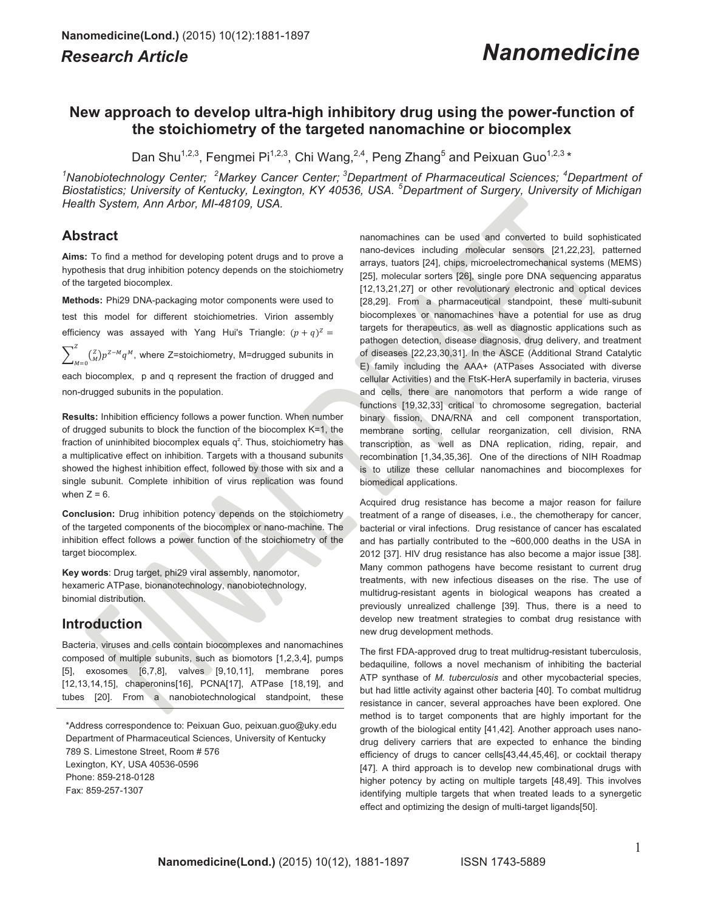**Research Article**

# New approach to develop ultra-high inhibitory drug using the power-function of the stoichiometry of the targeted nanomachine or biocomplex

Dan Shu[1,2,3], Fengmei Pi[1,2,3], Chi Wang,[2,4], Peng Zhang[5] and Peixuan Guo[1,2,3] *

[1]Nanobiotechnology Center; [2]Markey Cancer Center; [3]Department of Pharmaceutical Sciences; [4]Department of Biostatistics; University of Kentucky, Lexington, KY 40536, USA. [5]Department of Surgery, University of Michigan Health System, Ann Arbor, MI-48109, USA.

## Abstract

**Aims:** To find a method for developing potent drugs and to prove a hypothesis that drug inhibition potency depends on the stoichiometry of the targeted biocomplex.

**Methods:** Phi29 DNA-packaging motor components were used to test this model for different stoichiometries. Virion assembly efficiency was assayed with Yang Hui's Triangle: $(p+q)^Z = \sum_{M=0}^{Z}\binom{Z}{M}p^{Z-M}q^M$, where Z=stoichiometry, M=drugged subunits in each biocomplex, p and q represent the fraction of drugged and non-drugged subunits in the population.

**Results:** Inhibition efficiency follows a power function. When number of drugged subunits to block the function of the biocomplex K=1, the fraction of uninhibited biocomplex equals $q^z$. Thus, stoichiometry has a multiplicative effect on inhibition. Targets with a thousand subunits showed the highest inhibition effect, followed by those with six and a single subunit. Complete inhibition of virus replication was found when Z = 6.

**Conclusion:** Drug inhibition potency depends on the stoichiometry of the targeted components of the biocomplex or nano-machine. The inhibition effect follows a power function of the stoichiometry of the target biocomplex.

**Key words**: Drug target, phi29 viral assembly, nanomotor, hexameric ATPase, bionanotechnology, nanobiotechnology, binomial distribution.

## Introduction

Bacteria, viruses and cells contain biocomplexes and nanomachines composed of multiple subunits, such as biomotors [1,2,3,4], pumps [5], exosomes [6,7,8], valves [9,10,11], membrane pores [12,13,14,15], chaperonins[16], PCNA[17], ATPase [18,19], and tubes [20]. From a nanobiotechnological standpoint, these nanomachines can be used and converted to build sophisticated nano-devices including molecular sensors [21,22,23], patterned arrays, tuators [24], chips, microelectromechanical systems (MEMS) [25], molecular sorters [26], single pore DNA sequencing apparatus [12,13,21,27] or other revolutionary electronic and optical devices [28,29]. From a pharmaceutical standpoint, these multi-subunit biocomplexes or nanomachines have a potential for use as drug targets for therapeutics, as well as diagnostic applications such as pathogen detection, disease diagnosis, drug delivery, and treatment of diseases [22,23,30,31]. In the ASCE (Additional Strand Catalytic E) family including the AAA+ (ATPases Associated with diverse cellular Activities) and the FtsK-HerA superfamily in bacteria, viruses and cells, there are nanomotors that perform a wide range of functions [19,32,33] critical to chromosome segregation, bacterial binary fission, DNA/RNA and cell component transportation, membrane sorting, cellular reorganization, cell division, RNA transcription, as well as DNA replication, riding, repair, and recombination [1,34,35,36]. One of the directions of NIH Roadmap is to utilize these cellular nanomachines and biocomplexes for biomedical applications.

Acquired drug resistance has become a major reason for failure treatment of a range of diseases, i.e., the chemotherapy for cancer, bacterial or viral infections. Drug resistance of cancer has escalated and has partially contributed to the ~600,000 deaths in the USA in 2012 [37]. HIV drug resistance has also become a major issue [38]. Many common pathogens have become resistant to current drug treatments, with new infectious diseases on the rise. The use of multidrug-resistant agents in biological weapons has created a previously unrealized challenge [39]. Thus, there is a need to develop new treatment strategies to combat drug resistance with new drug development methods.

The first FDA-approved drug to treat multidrug-resistant tuberculosis, bedaquiline, follows a novel mechanism of inhibiting the bacterial ATP synthase of *M. tuberculosis* and other mycobacterial species, but had little activity against other bacteria [40]. To combat multidrug resistance in cancer, several approaches have been explored. One method is to target components that are highly important for the growth of the biological entity [41,42]. Another approach uses nano-drug delivery carriers that are expected to enhance the binding efficiency of drugs to cancer cells[43,44,45,46], or cocktail therapy [47]. A third approach is to develop new combinational drugs with higher potency by acting on multiple targets [48,49]. This involves identifying multiple targets that when treated leads to a synergetic effect and optimizing the design of multi-target ligands[50].

*Address correspondence to: Peixuan Guo, peixuan.guo@uky.edu
Department of Pharmaceutical Sciences, University of Kentucky
789 S. Limestone Street, Room # 576
Lexington, KY, USA 40536-0596
Phone: 859-218-0128
Fax: 859-257-1307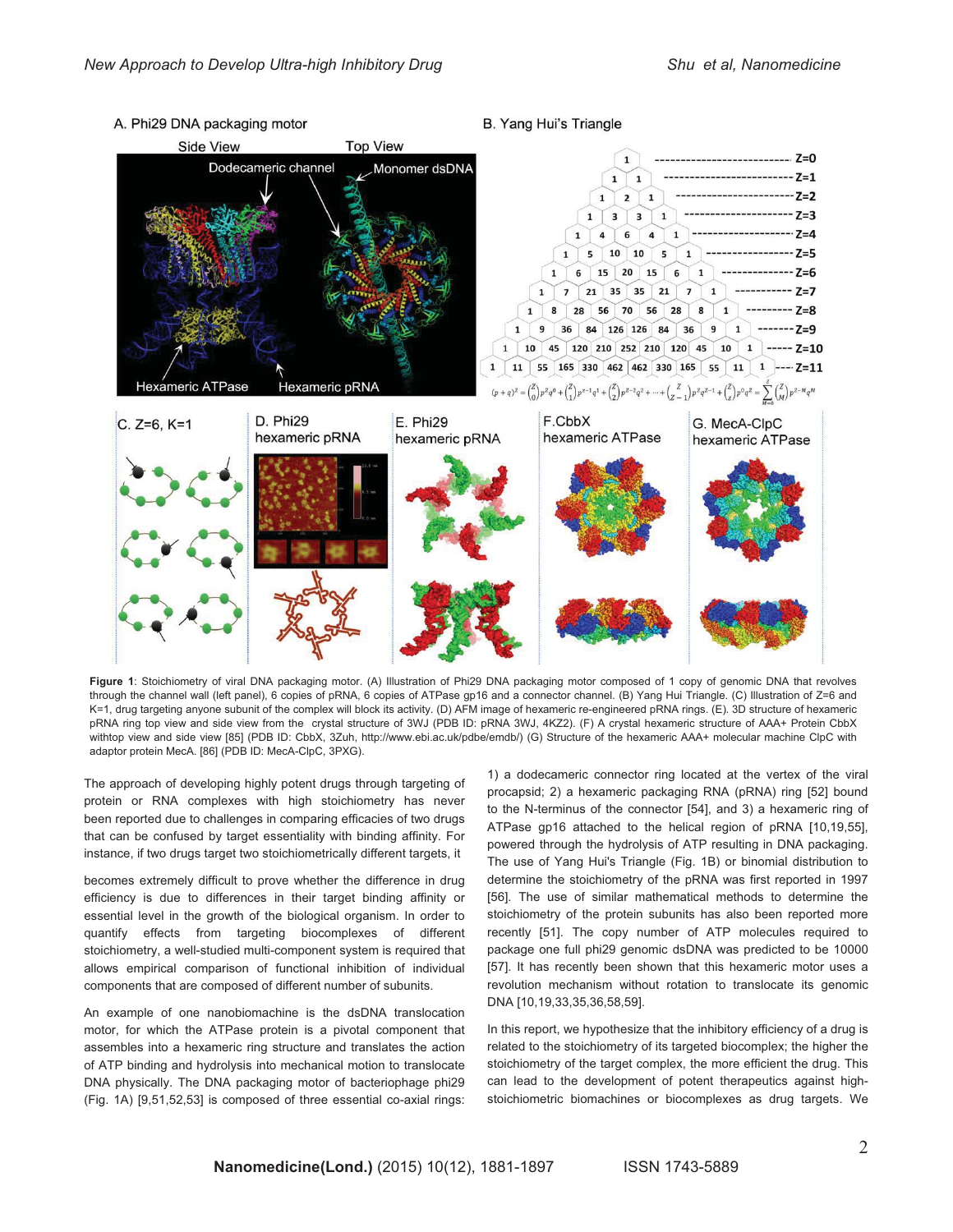**Figure 1**: Stoichiometry of viral DNA packaging motor. (A) Illustration of Phi29 DNA packaging motor composed of 1 copy of genomic DNA that revolves through the channel wall (left panel), 6 copies of pRNA, 6 copies of ATPase gp16 and a connector channel. (B) Yang Hui Triangle. (C) Illustration of Z=6 and K=1, drug targeting anyone subunit of the complex will block its activity. (D) AFM image of hexameric re-engineered pRNA rings. (E). 3D structure of hexameric pRNA ring top view and side view from the crystal structure of 3WJ (PDB ID: pRNA 3WJ, 4KZ2). (F) A crystal hexameric structure of AAA+ Protein CbbX withtop view and side view [85] (PDB ID: CbbX, 3Zuh, http://www.ebi.ac.uk/pdbe/emdb/) (G) Structure of the hexameric AAA+ molecular machine ClpC with adaptor protein MecA. [86] (PDB ID: MecA-ClpC, 3PXG).

The approach of developing highly potent drugs through targeting of protein or RNA complexes with high stoichiometry has never been reported due to challenges in comparing efficacies of two drugs that can be confused by target essentiality with binding affinity. For instance, if two drugs target two stoichiometrically different targets, it becomes extremely difficult to prove whether the difference in drug efficiency is due to differences in their target binding affinity or essential level in the growth of the biological organism. In order to quantify effects from targeting biocomplexes of different stoichiometry, a well-studied multi-component system is required that allows empirical comparison of functional inhibition of individual components that are composed of different number of subunits.

An example of one nanobiomachine is the dsDNA translocation motor, for which the ATPase protein is a pivotal component that assembles into a hexameric ring structure and translates the action of ATP binding and hydrolysis into mechanical motion to translocate DNA physically. The DNA packaging motor of bacteriophage phi29 (Fig. 1A) [9,51,52,53] is composed of three essential co-axial rings: 1) a dodecameric connector ring located at the vertex of the viral procapsid; 2) a hexameric packaging RNA (pRNA) ring [52] bound to the N-terminus of the connector [54], and 3) a hexameric ring of ATPase gp16 attached to the helical region of pRNA [10,19,55], powered through the hydrolysis of ATP resulting in DNA packaging. The use of Yang Hui's Triangle (Fig. 1B) or binomial distribution to determine the stoichiometry of the pRNA was first reported in 1997 [56]. The use of similar mathematical methods to determine the stoichiometry of the protein subunits has also been reported more recently [51]. The copy number of ATP molecules required to package one full phi29 genomic dsDNA was predicted to be 10000 [57]. It has recently been shown that this hexameric motor uses a revolution mechanism without rotation to translocate its genomic DNA [10,19,33,35,36,58,59].

In this report, we hypothesize that the inhibitory efficiency of a drug is related to the stoichiometry of its targeted biocomplex; the higher the stoichiometry of the target complex, the more efficient the drug. This can lead to the development of potent therapeutics against high-stoichiometric biomachines or biocomplexes as drug targets. We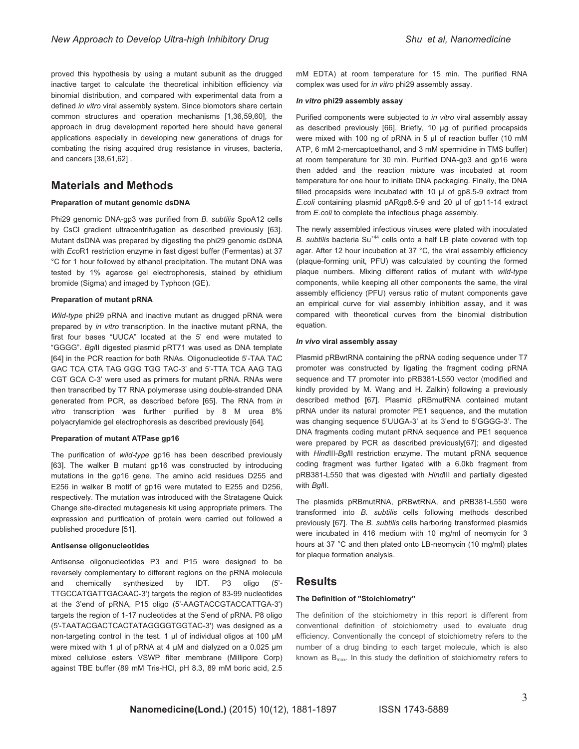proved this hypothesis by using a mutant subunit as the drugged inactive target to calculate the theoretical inhibition efficiency *via* binomial distribution, and compared with experimental data from a defined *in vitro* viral assembly system. Since biomotors share certain common structures and operation mechanisms [1,36,59,60], the approach in drug development reported here should have general applications especially in developing new generations of drugs for combating the rising acquired drug resistance in viruses, bacteria, and cancers [38,61,62] .

## Materials and Methods

### Preparation of mutant genomic dsDNA

Phi29 genomic DNA-gp3 was purified from *B. subtilis* SpoA12 cells by CsCl gradient ultracentrifugation as described previously [63]. Mutant dsDNA was prepared by digesting the phi29 genomic dsDNA with *Eco*R1 restriction enzyme in fast digest buffer (Fermentas) at 37 °C for 1 hour followed by ethanol precipitation. The mutant DNA was tested by 1% agarose gel electrophoresis, stained by ethidium bromide (Sigma) and imaged by Typhoon (GE).

### Preparation of mutant pRNA

*Wild-type* phi29 pRNA and inactive mutant as drugged pRNA were prepared by *in vitro* transcription. In the inactive mutant pRNA, the first four bases "UUCA" located at the 5' end were mutated to "GGGG". *Bgl*II digested plasmid pRT71 was used as DNA template [64] in the PCR reaction for both RNAs. Oligonucleotide 5'-TAA TAC GAC TCA CTA TAG GGG TGG TAC-3' and 5'-TTA TCA AAG TAG CGT GCA C-3' were used as primers for mutant pRNA. RNAs were then transcribed by T7 RNA polymerase using double-stranded DNA generated from PCR, as described before [65]. The RNA from *in vitro* transcription was further purified by 8 M urea 8% polyacrylamide gel electrophoresis as described previously [64].

### Preparation of mutant ATPase gp16

The purification of *wild-type* gp16 has been described previously [63]. The walker B mutant gp16 was constructed by introducing mutations in the gp16 gene. The amino acid residues D255 and E256 in walker B motif of gp16 were mutated to E255 and D256, respectively. The mutation was introduced with the Stratagene Quick Change site-directed mutagenesis kit using appropriate primers. The expression and purification of protein were carried out followed a published procedure [51].

### Antisense oligonucleotides

Antisense oligonucleotides P3 and P15 were designed to be reversely complementary to different regions on the pRNA molecule and chemically synthesized by IDT. P3 oligo (5'-TTGCCATGATTGACAAC-3') targets the region of 83-99 nucleotides at the 3'end of pRNA, P15 oligo (5'-AAGTACCGTACCATTGA-3') targets the region of 1-17 nucleotides at the 5'end of pRNA. P8 oligo (5'-TAATACGACTCACTATAGGGGTGGTAC-3') was designed as a non-targeting control in the test. 1 µl of individual oligos at 100 µM were mixed with 1 µl of pRNA at 4 µM and dialyzed on a 0.025 µm mixed cellulose esters VSWP filter membrane (Millipore Corp) against TBE buffer (89 mM Tris-HCl, pH 8.3, 89 mM boric acid, 2.5 mM EDTA) at room temperature for 15 min. The purified RNA complex was used for *in vitro* phi29 assembly assay.

### *In vitro* phi29 assembly assay

Purified components were subjected to *in vitro* viral assembly assay as described previously [66]. Briefly, 10 µg of purified procapsids were mixed with 100 ng of pRNA in 5 µl of reaction buffer (10 mM ATP, 6 mM 2-mercaptoethanol, and 3 mM spermidine in TMS buffer) at room temperature for 30 min. Purified DNA-gp3 and gp16 were then added and the reaction mixture was incubated at room temperature for one hour to initiate DNA packaging. Finally, the DNA filled procapsids were incubated with 10 µl of gp8.5-9 extract from *E.coli* containing plasmid pARgp8.5-9 and 20 µl of gp11-14 extract from *E.coli* to complete the infectious phage assembly.

The newly assembled infectious viruses were plated with inoculated *B. subtilis* bacteria $Su^{+44}$ cells onto a half LB plate covered with top agar. After 12 hour incubation at 37 °C, the viral assembly efficiency (plaque-forming unit, PFU) was calculated by counting the formed plaque numbers. Mixing different ratios of mutant with *wild-type* components, while keeping all other components the same, the viral assembly efficiency (PFU) versus ratio of mutant components gave an empirical curve for vial assembly inhibition assay, and it was compared with theoretical curves from the binomial distribution equation.

### *In vivo* viral assembly assay

Plasmid pRBwtRNA containing the pRNA coding sequence under T7 promoter was constructed by ligating the fragment coding pRNA sequence and T7 promoter into pRB381-L550 vector (modified and kindly provided by M. Wang and H. Zalkin) following a previously described method [67]. Plasmid pRBmutRNA contained mutant pRNA under its natural promoter PE1 sequence, and the mutation was changing sequence 5'UUGA-3' at its 3'end to 5'GGGG-3'. The DNA fragments coding mutant pRNA sequence and PE1 sequence were prepared by PCR as described previously[67]; and digested with *Hind*III-*Bgl*II restriction enzyme. The mutant pRNA sequence coding fragment was further ligated with a 6.0kb fragment from pRB381-L550 that was digested with *Hind*III and partially digested with *Bgl*II.

The plasmids pRBmutRNA, pRBwtRNA, and pRB381-L550 were transformed into *B. subtilis* cells following methods described previously [67]. The *B. subtilis* cells harboring transformed plasmids were incubated in 416 medium with 10 mg/ml of neomycin for 3 hours at 37 °C and then plated onto LB-neomycin (10 mg/ml) plates for plaque formation analysis.

## Results

### The Definition of "Stoichiometry"

The definition of the stoichiometry in this report is different from conventional definition of stoichiometry used to evaluate drug efficiency. Conventionally the concept of stoichiometry refers to the number of a drug binding to each target molecule, which is also known as $B_{max}$. In this study the definition of stoichiometry refers to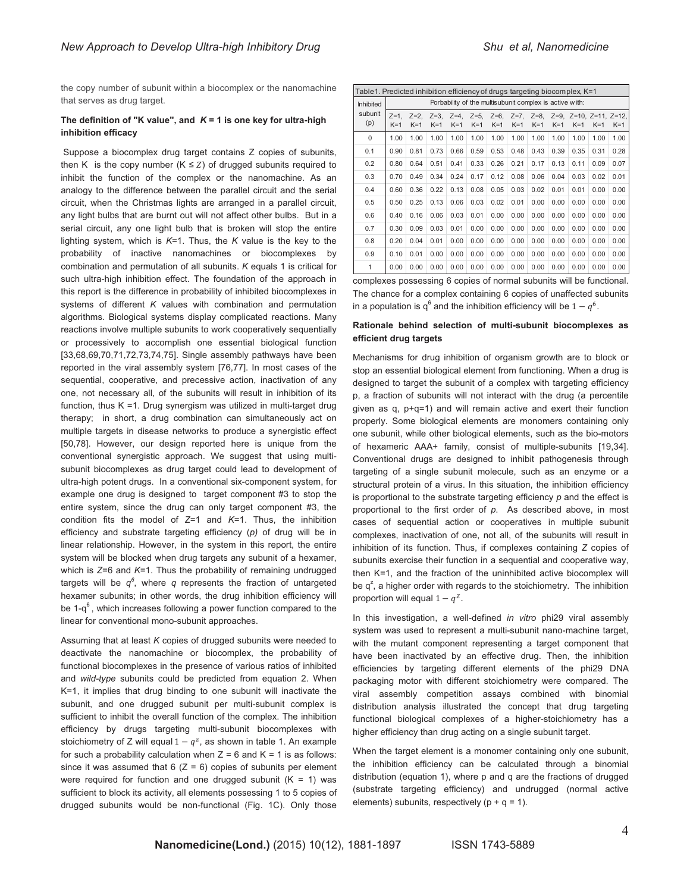the copy number of subunit within a biocomplex or the nanomachine that serves as drug target.

### The definition of "K value", and *K* = 1 is one key for ultra-high inhibition efficacy

Suppose a biocomplex drug target contains Z copies of subunits, then K is the copy number ($K \leq Z$) of drugged subunits required to inhibit the function of the complex or the nanomachine. As an analogy to the difference between the parallel circuit and the serial circuit, when the Christmas lights are arranged in a parallel circuit, any light bulbs that are burnt out will not affect other bulbs. But in a serial circuit, any one light bulb that is broken will stop the entire lighting system, which is *K*=1. Thus, the *K* value is the key to the probability of inactive nanomachines or biocomplexes by combination and permutation of all subunits. *K* equals 1 is critical for such ultra-high inhibition effect. The foundation of the approach in this report is the difference in probability of inhibited biocomplexes in systems of different *K* values with combination and permutation algorithms. Biological systems display complicated reactions. Many reactions involve multiple subunits to work cooperatively sequentially or processively to accomplish one essential biological function [33,68,69,70,71,72,73,74,75]. Single assembly pathways have been reported in the viral assembly system [76,77]. In most cases of the sequential, cooperative, and precessive action, inactivation of any one, not necessary all, of the subunits will result in inhibition of its function, thus K =1. Drug synergism was utilized in multi-target drug therapy; in short, a drug combination can simultaneously act on multiple targets in disease networks to produce a synergistic effect [50,78]. However, our design reported here is unique from the conventional synergistic approach. We suggest that using multi-subunit biocomplexes as drug target could lead to development of ultra-high potent drugs. In a conventional six-component system, for example one drug is designed to target component #3 to stop the entire system, since the drug can only target component #3, the condition fits the model of *Z*=1 and *K*=1. Thus, the inhibition efficiency and substrate targeting efficiency (*p)* of drug will be in linear relationship. However, in the system in this report, the entire system will be blocked when drug targets any subunit of a hexamer, which is *Z*=6 and *K*=1. Thus the probability of remaining undrugged targets will be $q^6$, where *q* represents the fraction of untargeted hexamer subunits; in other words, the drug inhibition efficiency will be $1-q^6$, which increases following a power function compared to the linear for conventional mono-subunit approaches.

Assuming that at least *K* copies of drugged subunits were needed to deactivate the nanomachine or biocomplex, the probability of functional biocomplexes in the presence of various ratios of inhibited and *wild-type* subunits could be predicted from equation 2. When K=1, it implies that drug binding to one subunit will inactivate the subunit, and one drugged subunit per multi-subunit complex is sufficient to inhibit the overall function of the complex. The inhibition efficiency by drugs targeting multi-subunit biocomplexes with stoichiometry of Z will equal $1-q^z$, as shown in table 1. An example for such a probability calculation when Z = 6 and K = 1 is as follows: since it was assumed that 6 (Z = 6) copies of subunits per element were required for function and one drugged subunit (K = 1) was sufficient to block its activity, all elements possessing 1 to 5 copies of drugged subunits would be non-functional (Fig. 1C). Only those complexes possessing 6 copies of normal subunits will be functional. The chance for a complex containing 6 copies of unaffected subunits in a population is $q^6$ and the inhibition efficiency will be $1-q^6$.

Table1. Predicted inhibition efficiency of drugs targeting biocomplex, K=1

| Inhibited subunit (p) | Porbability of the multisubunit complex is active with: | | | | | | | | | | | |
|---|---|---|---|---|---|---|---|---|---|---|---|---|
| | Z=1, K=1 | Z=2, K=1 | Z=3, K=1 | Z=4, K=1 | Z=5, K=1 | Z=6, K=1 | Z=7, K=1 | Z=8, K=1 | Z=9, K=1 | Z=10, K=1 | Z=11, K=1 | Z=12, K=1 |
| 0 | 1.00 | 1.00 | 1.00 | 1.00 | 1.00 | 1.00 | 1.00 | 1.00 | 1.00 | 1.00 | 1.00 | 1.00 |
| 0.1 | 0.90 | 0.81 | 0.73 | 0.66 | 0.59 | 0.53 | 0.48 | 0.43 | 0.39 | 0.35 | 0.31 | 0.28 |
| 0.2 | 0.80 | 0.64 | 0.51 | 0.41 | 0.33 | 0.26 | 0.21 | 0.17 | 0.13 | 0.11 | 0.09 | 0.07 |
| 0.3 | 0.70 | 0.49 | 0.34 | 0.24 | 0.17 | 0.12 | 0.08 | 0.06 | 0.04 | 0.03 | 0.02 | 0.01 |
| 0.4 | 0.60 | 0.36 | 0.22 | 0.13 | 0.08 | 0.05 | 0.03 | 0.02 | 0.01 | 0.01 | 0.00 | 0.00 |
| 0.5 | 0.50 | 0.25 | 0.13 | 0.06 | 0.03 | 0.02 | 0.01 | 0.00 | 0.00 | 0.00 | 0.00 | 0.00 |
| 0.6 | 0.40 | 0.16 | 0.06 | 0.03 | 0.01 | 0.00 | 0.00 | 0.00 | 0.00 | 0.00 | 0.00 | 0.00 |
| 0.7 | 0.30 | 0.09 | 0.03 | 0.01 | 0.00 | 0.00 | 0.00 | 0.00 | 0.00 | 0.00 | 0.00 | 0.00 |
| 0.8 | 0.20 | 0.04 | 0.01 | 0.00 | 0.00 | 0.00 | 0.00 | 0.00 | 0.00 | 0.00 | 0.00 | 0.00 |
| 0.9 | 0.10 | 0.01 | 0.00 | 0.00 | 0.00 | 0.00 | 0.00 | 0.00 | 0.00 | 0.00 | 0.00 | 0.00 |
| 1 | 0.00 | 0.00 | 0.00 | 0.00 | 0.00 | 0.00 | 0.00 | 0.00 | 0.00 | 0.00 | 0.00 | 0.00 |

### Rationale behind selection of multi-subunit biocomplexes as efficient drug targets

Mechanisms for drug inhibition of organism growth are to block or stop an essential biological element from functioning. When a drug is designed to target the subunit of a complex with targeting efficiency p, a fraction of subunits will not interact with the drug (a percentile given as q, p+q=1) and will remain active and exert their function properly. Some biological elements are monomers containing only one subunit, while other biological elements, such as the bio-motors of hexameric AAA+ family, consist of multiple-subunits [19,34]. Conventional drugs are designed to inhibit pathogenesis through targeting of a single subunit molecule, such as an enzyme or a structural protein of a virus. In this situation, the inhibition efficiency is proportional to the substrate targeting efficiency *p* and the effect is proportional to the first order of *p*. As described above, in most cases of sequential action or cooperatives in multiple subunit complexes, inactivation of one, not all, of the subunits will result in inhibition of its function. Thus, if complexes containing *Z* copies of subunits exercise their function in a sequential and cooperative way, then K=1, and the fraction of the uninhibited active biocomplex will be $q^z$, a higher order with regards to the stoichiometry. The inhibition proportion will equal $1-q^z$.

In this investigation, a well-defined *in vitro* phi29 viral assembly system was used to represent a multi-subunit nano-machine target, with the mutant component representing a target component that have been inactivated by an effective drug. Then, the inhibition efficiencies by targeting different elements of the phi29 DNA packaging motor with different stoichiometry were compared. The viral assembly competition assays combined with binomial distribution analysis illustrated the concept that drug targeting functional biological complexes of a higher-stoichiometry has a higher efficiency than drug acting on a single subunit target.

When the target element is a monomer containing only one subunit, the inhibition efficiency can be calculated through a binomial distribution (equation 1), where p and q are the fractions of drugged (substrate targeting efficiency) and undrugged (normal active elements) subunits, respectively (p + q = 1).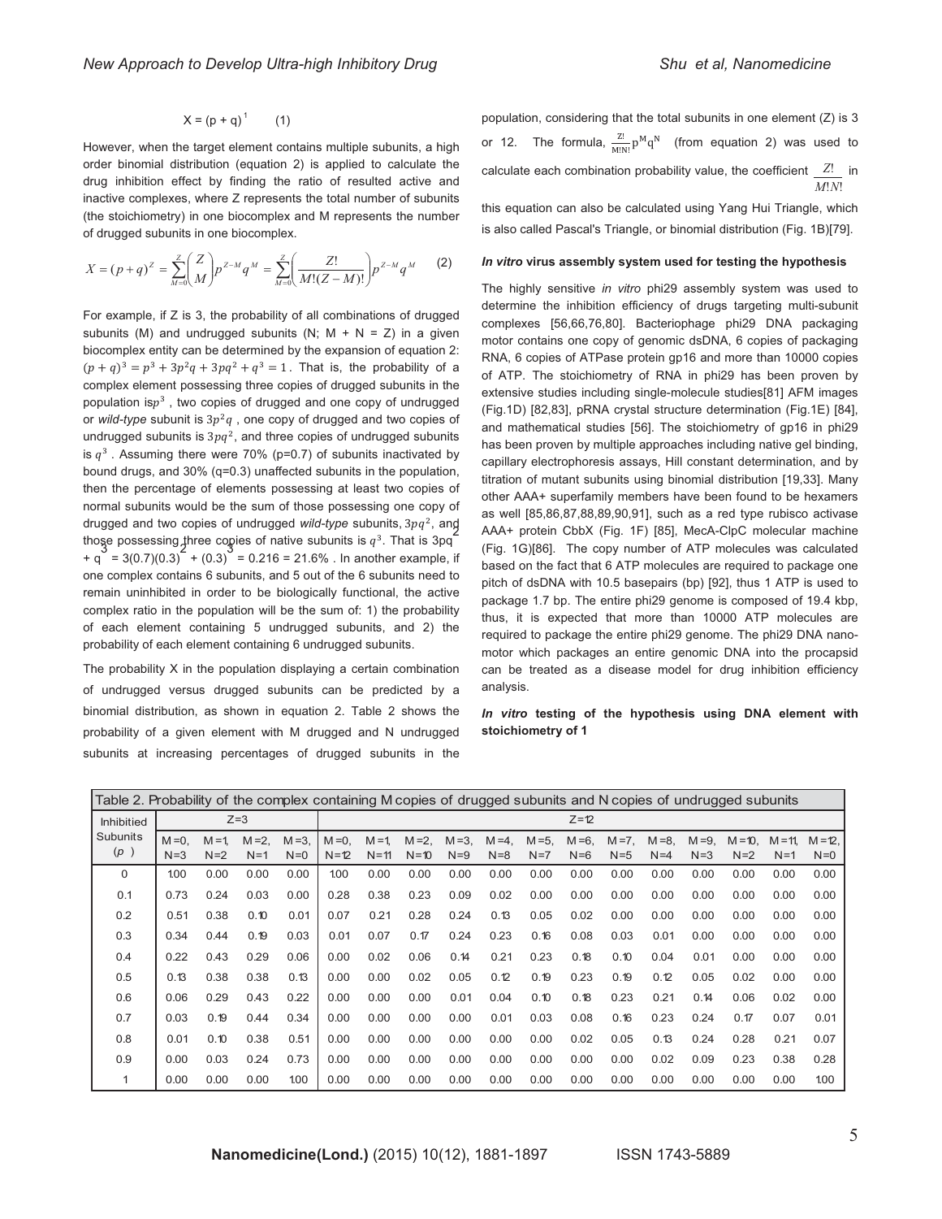$$X = (p + q)^1 \qquad (1)$$

However, when the target element contains multiple subunits, a high order binomial distribution (equation 2) is applied to calculate the drug inhibition effect by finding the ratio of resulted active and inactive complexes, where Z represents the total number of subunits (the stoichiometry) in one biocomplex and M represents the number of drugged subunits in one biocomplex.

$$X = (p+q)^Z = \sum_{M=0}^{Z} \binom{Z}{M} p^{Z-M} q^M = \sum_{M=0}^{Z} \left( \frac{Z!}{M!(Z-M)!} \right) p^{Z-M} q^M \qquad (2)$$

For example, if Z is 3, the probability of all combinations of drugged subunits (M) and undrugged subunits (N; M + N = Z) in a given biocomplex entity can be determined by the expansion of equation 2: $(p+q)^3 = p^3 + 3p^2q + 3pq^2 + q^3 = 1$. That is, the probability of a complex element possessing three copies of drugged subunits in the population is $p^3$, two copies of drugged and one copy of undrugged or *wild-type* subunit is $3p^2q$, one copy of drugged and two copies of undrugged subunits is $3pq^2$, and three copies of undrugged subunits is $q^3$. Assuming there were 70% (p=0.7) of subunits inactivated by bound drugs, and 30% (q=0.3) unaffected subunits in the population, then the percentage of elements possessing at least two copies of normal subunits would be the sum of those possessing one copy of drugged and two copies of undrugged *wild-type* subunits, $3pq^2$, and those possessing three copies of native subunits is $q^3$. That is $3pq^2 + q^3 = 3(0.7)(0.3)^2 + (0.3)^3 = 0.216 = 21.6\%$. In another example, if one complex contains 6 subunits, and 5 out of the 6 subunits need to remain uninhibited in order to be biologically functional, the active complex ratio in the population will be the sum of: 1) the probability of each element containing 5 undrugged subunits, and 2) the probability of each element containing 6 undrugged subunits.

The probability X in the population displaying a certain combination of undrugged versus drugged subunits can be predicted by a binomial distribution, as shown in equation 2. Table 2 shows the probability of a given element with M drugged and N undrugged subunits at increasing percentages of drugged subunits in the population, considering that the total subunits in one element (Z) is 3 or 12. The formula, $\frac{Z!}{M!N!}p^M q^N$ (from equation 2) was used to calculate each combination probability value, the coefficient $\frac{Z!}{M!N!}$ in this equation can also be calculated using Yang Hui Triangle, which is also called Pascal's Triangle, or binomial distribution (Fig. 1B)[79].

### *In vitro* virus assembly system used for testing the hypothesis

The highly sensitive *in vitro* phi29 assembly system was used to determine the inhibition efficiency of drugs targeting multi-subunit complexes [56,66,76,80]. Bacteriophage phi29 DNA packaging motor contains one copy of genomic dsDNA, 6 copies of packaging RNA, 6 copies of ATPase protein gp16 and more than 10000 copies of ATP. The stoichiometry of RNA in phi29 has been proven by extensive studies including single-molecule studies[81] AFM images (Fig.1D) [82,83], pRNA crystal structure determination (Fig.1E) [84], and mathematical studies [56]. The stoichiometry of gp16 in phi29 has been proven by multiple approaches including native gel binding, capillary electrophoresis assays, Hill constant determination, and by titration of mutant subunits using binomial distribution [19,33]. Many other AAA+ superfamily members have been found to be hexamers as well [85,86,87,88,89,90,91], such as a red type rubisco activase AAA+ protein CbbX (Fig. 1F) [85], MecA-ClpC molecular machine (Fig. 1G)[86]. The copy number of ATP molecules was calculated based on the fact that 6 ATP molecules are required to package one pitch of dsDNA with 10.5 basepairs (bp) [92], thus 1 ATP is used to package 1.7 bp. The entire phi29 genome is composed of 19.4 kbp, thus, it is expected that more than 10000 ATP molecules are required to package the entire phi29 genome. The phi29 DNA nano-motor which packages an entire genomic DNA into the procapsid can be treated as a disease model for drug inhibition efficiency analysis.

### *In vitro* testing of the hypothesis using DNA element with stoichiometry of 1

Table 2. Probability of the complex containing M copies of drugged subunits and N copies of undrugged subunits

| Inhibited Subunits (p) | Z=3 | | | | Z=12 | | | | | | | | | | | | |
|---|---|---|---|---|---|---|---|---|---|---|---|---|---|---|---|---|---|
| | M=0, N=3 | M=1, N=2 | M=2, N=1 | M=3, N=0 | M=0, N=12 | M=1, N=11 | M=2, N=10 | M=3, N=9 | M=4, N=8 | M=5, N=7 | M=6, N=6 | M=7, N=5 | M=8, N=4 | M=9, N=3 | M=10, N=2 | M=11, N=1 | M=12, N=0 |
| 0 | 1.00 | 0.00 | 0.00 | 0.00 | 1.00 | 0.00 | 0.00 | 0.00 | 0.00 | 0.00 | 0.00 | 0.00 | 0.00 | 0.00 | 0.00 | 0.00 | 0.00 |
| 0.1 | 0.73 | 0.24 | 0.03 | 0.00 | 0.28 | 0.38 | 0.23 | 0.09 | 0.02 | 0.00 | 0.00 | 0.00 | 0.00 | 0.00 | 0.00 | 0.00 | 0.00 |
| 0.2 | 0.51 | 0.38 | 0.10 | 0.01 | 0.07 | 0.21 | 0.28 | 0.24 | 0.13 | 0.05 | 0.02 | 0.00 | 0.00 | 0.00 | 0.00 | 0.00 | 0.00 |
| 0.3 | 0.34 | 0.44 | 0.19 | 0.03 | 0.01 | 0.07 | 0.17 | 0.24 | 0.23 | 0.16 | 0.08 | 0.03 | 0.01 | 0.00 | 0.00 | 0.00 | 0.00 |
| 0.4 | 0.22 | 0.43 | 0.29 | 0.06 | 0.00 | 0.02 | 0.06 | 0.14 | 0.21 | 0.23 | 0.18 | 0.10 | 0.04 | 0.01 | 0.00 | 0.00 | 0.00 |
| 0.5 | 0.13 | 0.38 | 0.38 | 0.13 | 0.00 | 0.00 | 0.02 | 0.05 | 0.12 | 0.19 | 0.23 | 0.19 | 0.12 | 0.05 | 0.02 | 0.00 | 0.00 |
| 0.6 | 0.06 | 0.29 | 0.43 | 0.22 | 0.00 | 0.00 | 0.00 | 0.01 | 0.04 | 0.10 | 0.18 | 0.23 | 0.21 | 0.14 | 0.06 | 0.02 | 0.00 |
| 0.7 | 0.03 | 0.19 | 0.44 | 0.34 | 0.00 | 0.00 | 0.00 | 0.00 | 0.01 | 0.03 | 0.08 | 0.16 | 0.23 | 0.24 | 0.17 | 0.07 | 0.01 |
| 0.8 | 0.01 | 0.10 | 0.38 | 0.51 | 0.00 | 0.00 | 0.00 | 0.00 | 0.00 | 0.00 | 0.02 | 0.05 | 0.13 | 0.24 | 0.28 | 0.21 | 0.07 |
| 0.9 | 0.00 | 0.03 | 0.24 | 0.73 | 0.00 | 0.00 | 0.00 | 0.00 | 0.00 | 0.00 | 0.00 | 0.00 | 0.02 | 0.09 | 0.23 | 0.38 | 0.28 |
| 1 | 0.00 | 0.00 | 0.00 | 1.00 | 0.00 | 0.00 | 0.00 | 0.00 | 0.00 | 0.00 | 0.00 | 0.00 | 0.00 | 0.00 | 0.00 | 0.00 | 1.00 |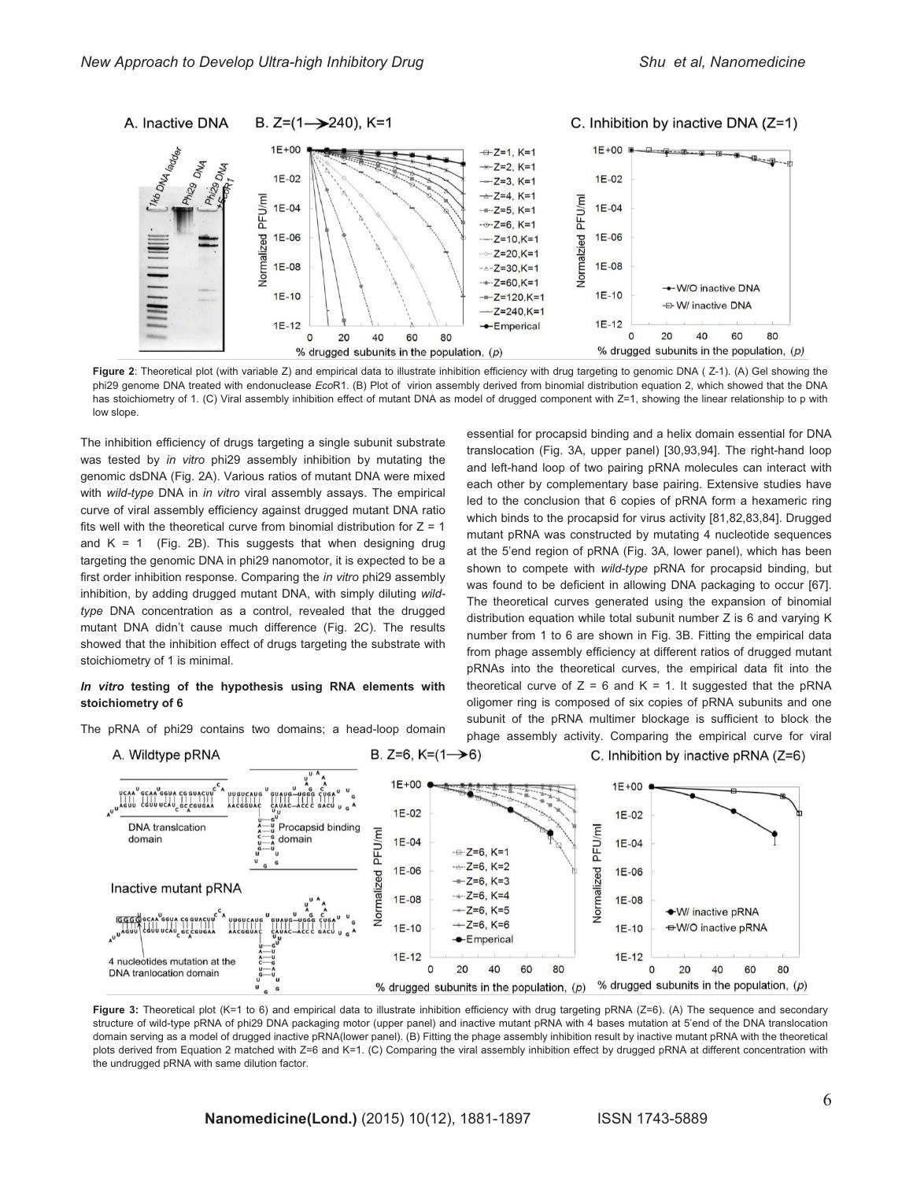**Figure 2**: Theoretical plot (with variable Z) and empirical data to illustrate inhibition efficiency with drug targeting to genomic DNA ( Z-1). (A) Gel showing the phi29 genome DNA treated with endonuclease *Eco*R1. (B) Plot of virion assembly derived from binomial distribution equation 2, which showed that the DNA has stoichiometry of 1. (C) Viral assembly inhibition effect of mutant DNA as model of drugged component with Z=1, showing the linear relationship to p with low slope.

The inhibition efficiency of drugs targeting a single subunit substrate was tested by *in vitro* phi29 assembly inhibition by mutating the genomic dsDNA (Fig. 2A). Various ratios of mutant DNA were mixed with *wild-type* DNA in *in vitro* viral assembly assays. The empirical curve of viral assembly efficiency against drugged mutant DNA ratio fits well with the theoretical curve from binomial distribution for Z = 1 and K = 1 (Fig. 2B). This suggests that when designing drug targeting the genomic DNA in phi29 nanomotor, it is expected to be a first order inhibition response. Comparing the *in vitro* phi29 assembly inhibition, by adding drugged mutant DNA, with simply diluting *wild-type* DNA concentration as a control, revealed that the drugged mutant DNA didn't cause much difference (Fig. 2C). The results showed that the inhibition effect of drugs targeting the substrate with stoichiometry of 1 is minimal.

***In vitro* testing of the hypothesis using RNA elements with stoichiometry of 6**

The pRNA of phi29 contains two domains; a head-loop domain essential for procapsid binding and a helix domain essential for DNA translocation (Fig. 3A, upper panel) [30,93,94]. The right-hand loop and left-hand loop of two pairing pRNA molecules can interact with each other by complementary base pairing. Extensive studies have led to the conclusion that 6 copies of pRNA form a hexameric ring which binds to the procapsid for virus activity [81,82,83,84]. Drugged mutant pRNA was constructed by mutating 4 nucleotide sequences at the 5'end region of pRNA (Fig. 3A, lower panel), which has been shown to compete with *wild-type* pRNA for procapsid binding, but was found to be deficient in allowing DNA packaging to occur [67]. The theoretical curves generated using the expansion of binomial distribution equation while total subunit number Z is 6 and varying K number from 1 to 6 are shown in Fig. 3B. Fitting the empirical data from phage assembly efficiency at different ratios of drugged mutant pRNAs into the theoretical curves, the empirical data fit into the theoretical curve of Z = 6 and K = 1. It suggested that the pRNA oligomer ring is composed of six copies of pRNA subunits and one subunit of the pRNA multimer blockage is sufficient to block the phage assembly activity. Comparing the empirical curve for viral

**Figure 3:** Theoretical plot (K=1 to 6) and empirical data to illustrate inhibition efficiency with drug targeting pRNA (Z=6). (A) The sequence and secondary structure of wild-type pRNA of phi29 DNA packaging motor (upper panel) and inactive mutant pRNA with 4 bases mutation at 5'end of the DNA translocation domain serving as a model of drugged inactive pRNA(lower panel). (B) Fitting the phage assembly inhibition result by inactive mutant pRNA with the theoretical plots derived from Equation 2 matched with Z=6 and K=1. (C) Comparing the viral assembly inhibition effect by drugged pRNA at different concentration with the undrugged pRNA with same dilution factor.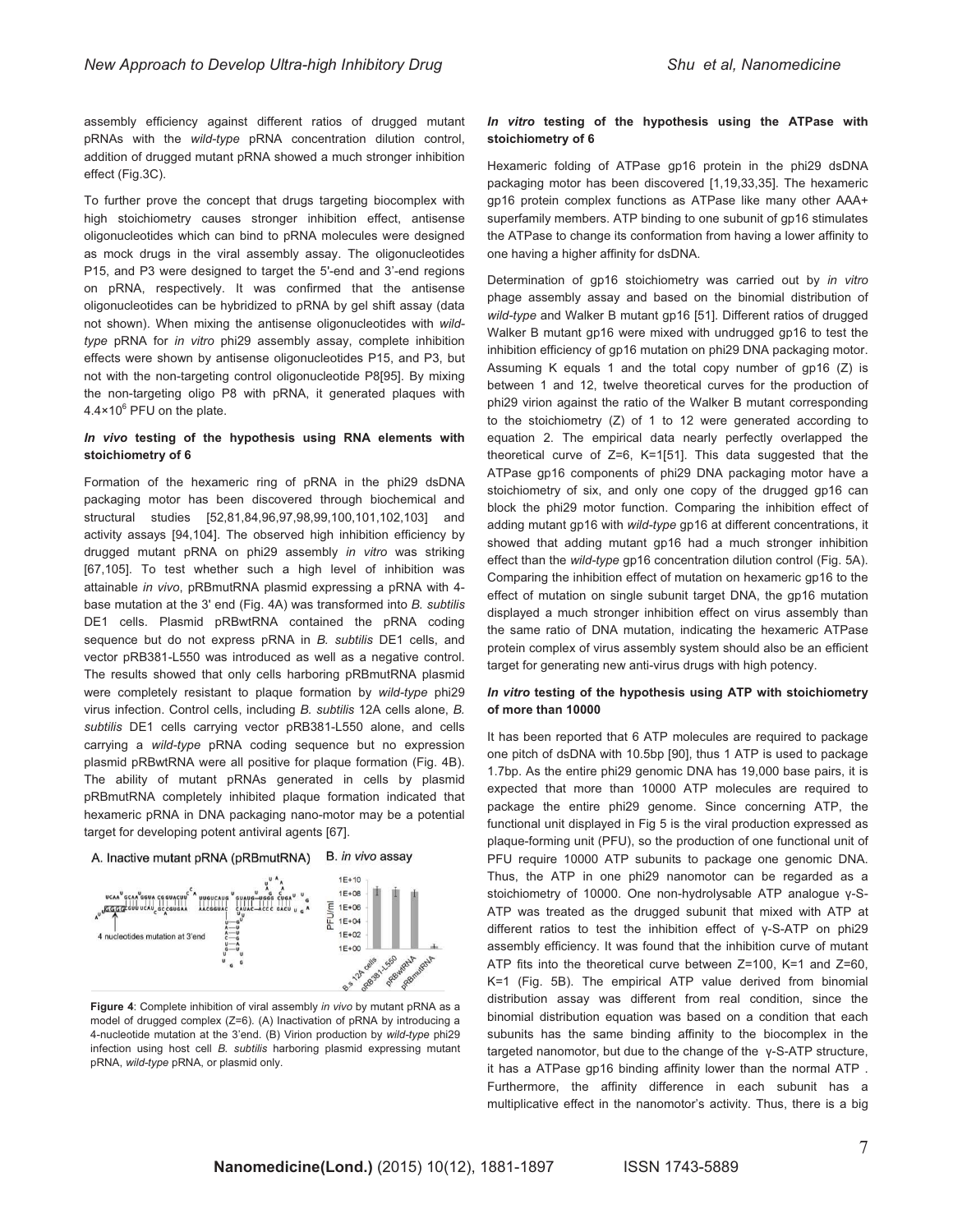assembly efficiency against different ratios of drugged mutant pRNAs with the *wild-type* pRNA concentration dilution control, addition of drugged mutant pRNA showed a much stronger inhibition effect (Fig.3C).

To further prove the concept that drugs targeting biocomplex with high stoichiometry causes stronger inhibition effect, antisense oligonucleotides which can bind to pRNA molecules were designed as mock drugs in the viral assembly assay. The oligonucleotides P15, and P3 were designed to target the 5'-end and 3'-end regions on pRNA, respectively. It was confirmed that the antisense oligonucleotides can be hybridized to pRNA by gel shift assay (data not shown). When mixing the antisense oligonucleotides with *wild-type* pRNA for *in vitro* phi29 assembly assay, complete inhibition effects were shown by antisense oligonucleotides P15, and P3, but not with the non-targeting control oligonucleotide P8[95]. By mixing the non-targeting oligo P8 with pRNA, it generated plaques with $4.4\times10^6$ PFU on the plate.

### *In vivo* testing of the hypothesis using RNA elements with stoichiometry of 6

Formation of the hexameric ring of pRNA in the phi29 dsDNA packaging motor has been discovered through biochemical and structural studies [52,81,84,96,97,98,99,100,101,102,103] and activity assays [94,104]. The observed high inhibition efficiency by drugged mutant pRNA on phi29 assembly *in vitro* was striking [67,105]. To test whether such a high level of inhibition was attainable *in vivo*, pRBmutRNA plasmid expressing a pRNA with 4-base mutation at the 3' end (Fig. 4A) was transformed into *B. subtilis* DE1 cells. Plasmid pRBwtRNA contained the pRNA coding sequence but do not express pRNA in *B. subtilis* DE1 cells, and vector pRB381-L550 was introduced as well as a negative control. The results showed that only cells harboring pRBmutRNA plasmid were completely resistant to plaque formation by *wild-type* phi29 virus infection. Control cells, including *B. subtilis* 12A cells alone, *B. subtilis* DE1 cells carrying vector pRB381-L550 alone, and cells carrying a *wild-type* pRNA coding sequence but no expression plasmid pRBwtRNA were all positive for plaque formation (Fig. 4B). The ability of mutant pRNAs generated in cells by plasmid pRBmutRNA completely inhibited plaque formation indicated that hexameric pRNA in DNA packaging nano-motor may be a potential target for developing potent antiviral agents [67].

**Figure 4**: Complete inhibition of viral assembly *in vivo* by mutant pRNA as a model of drugged complex (Z=6). (A) Inactivation of pRNA by introducing a 4-nucleotide mutation at the 3'end. (B) Virion production by *wild-type* phi29 infection using host cell *B. subtilis* harboring plasmid expressing mutant pRNA, *wild-type* pRNA, or plasmid only.

### *In vitro* testing of the hypothesis using the ATPase with stoichiometry of 6

Hexameric folding of ATPase gp16 protein in the phi29 dsDNA packaging motor has been discovered [1,19,33,35]. The hexameric gp16 protein complex functions as ATPase like many other AAA+ superfamily members. ATP binding to one subunit of gp16 stimulates the ATPase to change its conformation from having a lower affinity to one having a higher affinity for dsDNA.

Determination of gp16 stoichiometry was carried out by *in vitro* phage assembly assay and based on the binomial distribution of *wild-type* and Walker B mutant gp16 [51]. Different ratios of drugged Walker B mutant gp16 were mixed with undrugged gp16 to test the inhibition efficiency of gp16 mutation on phi29 DNA packaging motor. Assuming K equals 1 and the total copy number of gp16 (Z) is between 1 and 12, twelve theoretical curves for the production of phi29 virion against the ratio of the Walker B mutant corresponding to the stoichiometry (Z) of 1 to 12 were generated according to equation 2. The empirical data nearly perfectly overlapped the theoretical curve of Z=6, K=1[51]. This data suggested that the ATPase gp16 components of phi29 DNA packaging motor have a stoichiometry of six, and only one copy of the drugged gp16 can block the phi29 motor function. Comparing the inhibition effect of adding mutant gp16 with *wild-type* gp16 at different concentrations, it showed that adding mutant gp16 had a much stronger inhibition effect than the *wild-type* gp16 concentration dilution control (Fig. 5A). Comparing the inhibition effect of mutation on hexameric gp16 to the effect of mutation on single subunit target DNA, the gp16 mutation displayed a much stronger inhibition effect on virus assembly than the same ratio of DNA mutation, indicating the hexameric ATPase protein complex of virus assembly system should also be an efficient target for generating new anti-virus drugs with high potency.

### *In vitro* testing of the hypothesis using ATP with stoichiometry of more than 10000

It has been reported that 6 ATP molecules are required to package one pitch of dsDNA with 10.5bp [90], thus 1 ATP is used to package 1.7bp. As the entire phi29 genomic DNA has 19,000 base pairs, it is expected that more than 10000 ATP molecules are required to package the entire phi29 genome. Since concerning ATP, the functional unit displayed in Fig 5 is the viral production expressed as plaque-forming unit (PFU), so the production of one functional unit of PFU require 10000 ATP subunits to package one genomic DNA. Thus, the ATP in one phi29 nanomotor can be regarded as a stoichiometry of 10000. One non-hydrolysable ATP analogue γ-S-ATP was treated as the drugged subunit that mixed with ATP at different ratios to test the inhibition effect of γ-S-ATP on phi29 assembly efficiency. It was found that the inhibition curve of mutant ATP fits into the theoretical curve between Z=100, K=1 and Z=60, K=1 (Fig. 5B). The empirical ATP value derived from binomial distribution assay was different from real condition, since the binomial distribution equation was based on a condition that each subunits has the same binding affinity to the biocomplex in the targeted nanomotor, but due to the change of the γ-S-ATP structure, it has a ATPase gp16 binding affinity lower than the normal ATP. Furthermore, the affinity difference in each subunit has a multiplicative effect in the nanomotor's activity. Thus, there is a big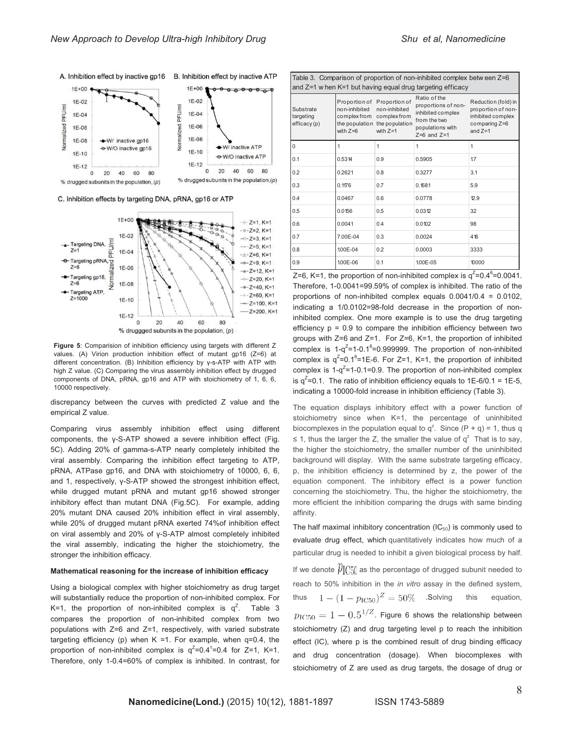Figure 5: Comparision of inhibition efficiency using targets with different Z values. (A) Virion production inhibition effect of mutant gp16 (Z=6) at different concentration. (B) Inhibition efficiency by γ-s-ATP with ATP with high Z value. (C) Comparing the virus assembly inhibition effect by drugged components of DNA, pRNA, gp16 and ATP with stoichiometry of 1, 6, 6, 10000 respectively.

discrepancy between the curves with predicted Z value and the empirical Z value.

Comparing virus assembly inhibition effect using different components, the γ-S-ATP showed a severe inhibition effect (Fig. 5C). Adding 20% of gamma-s-ATP nearly completely inhibited the viral assembly. Comparing the inhibition effect targeting to ATP, pRNA, ATPase gp16, and DNA with stoichiometry of 10000, 6, 6, and 1, respectively, γ-S-ATP showed the strongest inhibition effect, while drugged mutant pRNA and mutant gp16 showed stronger inhibitory effect than mutant DNA (Fig.5C). For example, adding 20% mutant DNA caused 20% inhibition effect in viral assembly, while 20% of drugged mutant pRNA exerted 74%of inhibition effect on viral assembly and 20% of γ-S-ATP almost completely inhibited the viral assembly, indicating the higher the stoichiometry, the stronger the inhibition efficacy.

**Mathematical reasoning for the increase of inhibition efficacy**

Using a biological complex with higher stoichiometry as drug target will substantially reduce the proportion of non-inhibited complex. For K=1, the proportion of non-inhibited complex is $q^Z$. Table 3 compares the proportion of non-inhibited complex from two populations with Z=6 and Z=1, respectively, with varied substrate targeting efficiency (p) when K =1. For example, when q=0.4, the proportion of non-inhibited complex is $q^Z=0.4^1=0.4$ for Z=1, K=1. Therefore, only 1-0.4=60% of complex is inhibited. In contrast, for

Table 3. Comparison of proportion of non-inhibited complex betw een Z=6 and Z=1 w hen K=1 but having equal drug targeting efficacy

| Substrate targeting efficacy (p) | Proportion of non-inhibited complex from the population with Z=6 | Proportion of non-inhibited complex from the population with Z=1 | Ratio of the proportions of non-inhibited complex from the two populations with Z=6 and Z=1 | Reduction (fold) in proportion of non-inhibited complex comparing Z=6 and Z=1 |
|---|---|---|---|---|
| 0 | 1 | 1 | 1 | 1 |
| 0.1 | 0.5314 | 0.9 | 0.5905 | 1.7 |
| 0.2 | 0.2621 | 0.8 | 0.3277 | 3.1 |
| 0.3 | 0.1176 | 0.7 | 0.1681 | 5.9 |
| 0.4 | 0.0467 | 0.6 | 0.0778 | 12.9 |
| 0.5 | 0.0156 | 0.5 | 0.0312 | 32 |
| 0.6 | 0.0041 | 0.4 | 0.0102 | 98 |
| 0.7 | 7.00E-04 | 0.3 | 0.0024 | 416 |
| 0.8 | 1.00E-04 | 0.2 | 0.0003 | 3333 |
| 0.9 | 1.00E-06 | 0.1 | 1.00E-05 | 10000 |

Z=6, K=1, the proportion of non-inhibited complex is $q^Z=0.4^6=0.0041$. Therefore, 1-0.0041=99.59% of complex is inhibited. The ratio of the proportions of non-inhibited complex equals 0.0041/0.4 = 0.0102, indicating a 1/0.0102=98-fold decrease in the proportion of non-inhibited complex. One more example is to use the drug targeting efficiency p = 0.9 to compare the inhibition efficiency between two groups with Z=6 and Z=1. For Z=6, K=1, the proportion of inhibited complex is $1-q^Z=1-0.1^6=0.999999$. The proportion of non-inhibited complex is $q^Z=0.1^6=1E-6$. For Z=1, K=1, the proportion of inhibited complex is $1-q^Z=1-0.1=0.9$. The proportion of non-inhibited complex is $q^Z=0.1$. The ratio of inhibition efficiency equals to 1E-6/0.1 = 1E-5, indicating a 10000-fold increase in inhibition efficiency (Table 3).

The equation displays inhibitory effect with a power function of stoichiometry since when K=1, the percentage of uninhibited biocomplexes in the population equal to $q^z$. Since (P + q) = 1, thus q ≤ 1, thus the larger the Z, the smaller the value of $q^z$ That is to say, the higher the stoichiometry, the smaller number of the uninhibited background will display. With the same substrate targeting efficacy, p, the inhibition efficiency is determined by z, the power of the equation component. The inhibitory effect is a power function concerning the stoichiometry. Thu, the higher the stoichiometry, the more efficient the inhibition comparing the drugs with same binding affinity.

The half maximal inhibitory concentration ($IC_{50}$) is commonly used to evaluate drug effect, which quantitatively indicates how much of a particular drug is needed to inhibit a given biological process by half. If we denote $p_{IC50}$ as the percentage of drugged subunit needed to reach to 50% inhibition in the *in vitro* assay in the defined system, thus $1-(1-p_{IC50})^Z=50\%$ .Solving this equation, $p_{IC50}=1-0.5^{1/Z}$. Figure 6 shows the relationship between stoichiometry (Z) and drug targeting level p to reach the inhibition effect (IC), where p is the combined result of drug binding efficacy and drug concentration (dosage). When biocomplexes with stoichiometry of Z are used as drug targets, the dosage of drug or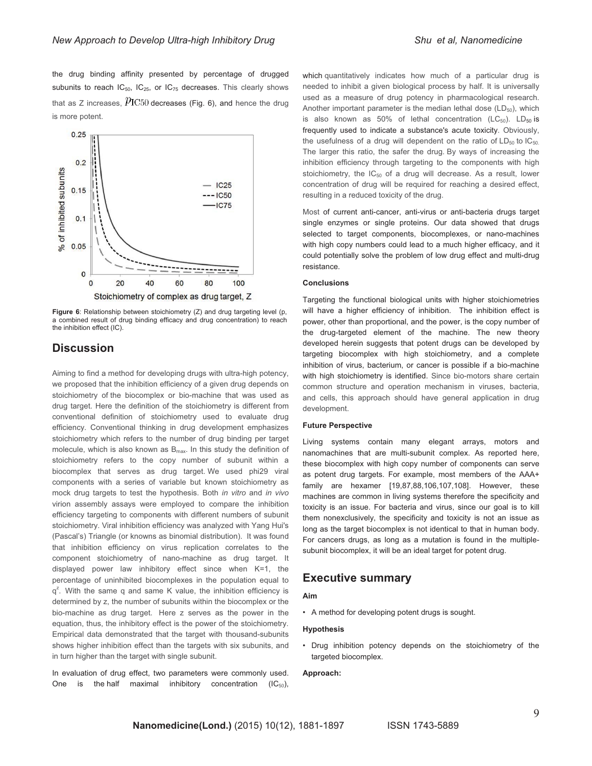the drug binding affinity presented by percentage of drugged subunits to reach $IC_{50}$, $IC_{25}$, or $IC_{75}$ decreases. This clearly shows that as Z increases, $p_{IC50}$ decreases (Fig. 6), and hence the drug is more potent.

**Figure 6**: Relationship between stoichiometry (Z) and drug targeting level (p, a combined result of drug binding efficacy and drug concentration) to reach the inhibition effect (IC).

## Discussion

Aiming to find a method for developing drugs with ultra-high potency, we proposed that the inhibition efficiency of a given drug depends on stoichiometry of the biocomplex or bio-machine that was used as drug target. Here the definition of the stoichiometry is different from conventional definition of stoichiometry used to evaluate drug efficiency. Conventional thinking in drug development emphasizes stoichiometry which refers to the number of drug binding per target molecule, which is also known as $B_{max}$. In this study the definition of stoichiometry refers to the copy number of subunit within a biocomplex that serves as drug target. We used phi29 viral components with a series of variable but known stoichiometry as mock drug targets to test the hypothesis. Both *in vitro* and *in vivo* virion assembly assays were employed to compare the inhibition efficiency targeting to components with different numbers of subunit stoichiometry. Viral inhibition efficiency was analyzed with Yang Hui's (Pascal's) Triangle (or knowns as binomial distribution). It was found that inhibition efficiency on virus replication correlates to the component stoichiometry of nano-machine as drug target. It displayed power law inhibitory effect since when K=1, the percentage of uninhibited biocomplexes in the population equal to $q^z$. With the same q and same K value, the inhibition efficiency is determined by z, the number of subunits within the biocomplex or the bio-machine as drug target. Here z serves as the power in the equation, thus, the inhibitory effect is the power of the stoichiometry. Empirical data demonstrated that the target with thousand-subunits shows higher inhibition effect than the targets with six subunits, and in turn higher than the target with single subunit.

In evaluation of drug effect, two parameters were commonly used. One is the half maximal inhibitory concentration ($IC_{50}$), which quantitatively indicates how much of a particular drug is needed to inhibit a given biological process by half. It is universally used as a measure of drug potency in pharmacological research. Another important parameter is the median lethal dose ($LD_{50}$), which is also known as 50% of lethal concentration ($LC_{50}$). $LD_{50}$ is frequently used to indicate a substance's acute toxicity. Obviously, the usefulness of a drug will dependent on the ratio of $LD_{50}$ to $IC_{50}$. The larger this ratio, the safer the drug. By ways of increasing the inhibition efficiency through targeting to the components with high stoichiometry, the $IC_{50}$ of a drug will decrease. As a result, lower concentration of drug will be required for reaching a desired effect, resulting in a reduced toxicity of the drug.

Most of current anti-cancer, anti-virus or anti-bacteria drugs target single enzymes or single proteins. Our data showed that drugs selected to target components, biocomplexes, or nano-machines with high copy numbers could lead to a much higher efficacy, and it could potentially solve the problem of low drug effect and multi-drug resistance.

#### Conclusions

Targeting the functional biological units with higher stoichiometries will have a higher efficiency of inhibition. The inhibition effect is power, other than proportional, and the power, is the copy number of the drug-targeted element of the machine. The new theory developed herein suggests that potent drugs can be developed by targeting biocomplex with high stoichiometry, and a complete inhibition of virus, bacterium, or cancer is possible if a bio-machine with high stoichiometry is identified. Since bio-motors share certain common structure and operation mechanism in viruses, bacteria, and cells, this approach should have general application in drug development.

#### Future Perspective

Living systems contain many elegant arrays, motors and nanomachines that are multi-subunit complex. As reported here, these biocomplex with high copy number of components can serve as potent drug targets. For example, most members of the AAA+ family are hexamer [19,87,88,106,107,108]. However, these machines are common in living systems therefore the specificity and toxicity is an issue. For bacteria and virus, since our goal is to kill them nonexclusively, the specificity and toxicity is not an issue as long as the target biocomplex is not identical to that in human body. For cancers drugs, as long as a mutation is found in the multiple-subunit biocomplex, it will be an ideal target for potent drug.

## Executive summary

#### Aim

- A method for developing potent drugs is sought.

#### Hypothesis

- Drug inhibition potency depends on the stoichiometry of the targeted biocomplex.

#### Approach: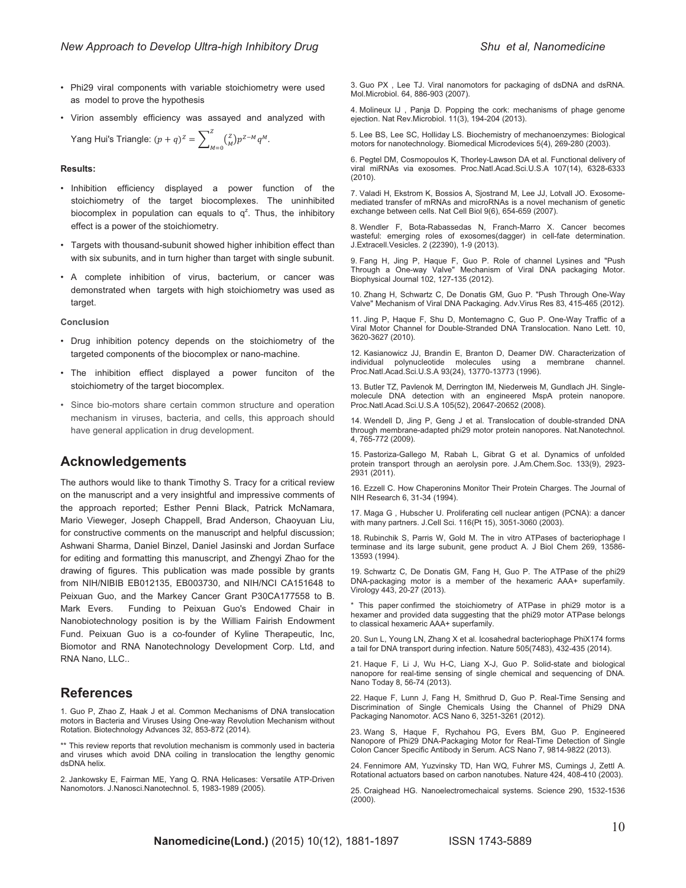- Phi29 viral components with variable stoichiometry were used as model to prove the hypothesis
- Virion assembly efficiency was assayed and analyzed with Yang Hui's Triangle: $(p+q)^Z = \sum_{M=0}^{Z} \binom{Z}{M} p^{Z-M} q^M$.

**Results:**

- Inhibition efficiency displayed a power function of the stoichiometry of the target biocomplexes. The uninhibited biocomplex in population can equals to $q^z$. Thus, the inhibitory effect is a power of the stoichiometry.
- Targets with thousand-subunit showed higher inhibition effect than with six subunits, and in turn higher than target with single subunit.
- A complete inhibition of virus, bacterium, or cancer was demonstrated when targets with high stoichiometry was used as target.

**Conclusion**

- Drug inhibition potency depends on the stoichiometry of the targeted components of the biocomplex or nano-machine.
- The inhibition effiect displayed a power funciton of the stoichiometry of the target biocomplex.
- Since bio-motors share certain common structure and operation mechanism in viruses, bacteria, and cells, this approach should have general application in drug development.

## Acknowledgements

The authors would like to thank Timothy S. Tracy for a critical review on the manuscript and a very insightful and impressive comments of the approach reported; Esther Penni Black, Patrick McNamara, Mario Vieweger, Joseph Chappell, Brad Anderson, Chaoyuan Liu, for constructive comments on the manuscript and helpful discussion; Ashwani Sharma, Daniel Binzel, Daniel Jasinski and Jordan Surface for editing and formatting this manuscript, and Zhengyi Zhao for the drawing of figures. This publication was made possible by grants from NIH/NIBIB EB012135, EB003730, and NIH/NCI CA151648 to Peixuan Guo, and the Markey Cancer Grant P30CA177558 to B. Mark Evers. Funding to Peixuan Guo's Endowed Chair in Nanobiotechnology position is by the William Fairish Endowment Fund. Peixuan Guo is a co-founder of Kyline Therapeutic, Inc, Biomotor and RNA Nanotechnology Development Corp. Ltd, and RNA Nano, LLC..

## References

1. Guo P, Zhao Z, Haak J et al. Common Mechanisms of DNA translocation motors in Bacteria and Viruses Using One-way Revolution Mechanism without Rotation. Biotechnology Advances 32, 853-872 (2014).

** This review reports that revolution mechanism is commonly used in bacteria and viruses which avoid DNA coiling in translocation the lengthy genomic dsDNA helix.

2. Jankowsky E, Fairman ME, Yang Q. RNA Helicases: Versatile ATP-Driven Nanomotors. J.Nanosci.Nanotechnol. 5, 1983-1989 (2005).

3. Guo PX , Lee TJ. Viral nanomotors for packaging of dsDNA and dsRNA. Mol.Microbiol. 64, 886-903 (2007).

4. Molineux IJ , Panja D. Popping the cork: mechanisms of phage genome ejection. Nat Rev.Microbiol. 11(3), 194-204 (2013).

5. Lee BS, Lee SC, Holliday LS. Biochemistry of mechanoenzymes: Biological motors for nanotechnology. Biomedical Microdevices 5(4), 269-280 (2003).

6. Pegtel DM, Cosmopoulos K, Thorley-Lawson DA et al. Functional delivery of viral miRNAs via exosomes. Proc.Natl.Acad.Sci.U.S.A 107(14), 6328-6333 (2010).

7. Valadi H, Ekstrom K, Bossios A, Sjostrand M, Lee JJ, Lotvall JO. Exosome-mediated transfer of mRNAs and microRNAs is a novel mechanism of genetic exchange between cells. Nat Cell Biol 9(6), 654-659 (2007).

8. Wendler F, Bota-Rabassedas N, Franch-Marro X. Cancer becomes wasteful: emerging roles of exosomes(dagger) in cell-fate determination. J.Extracell.Vesicles. 2 (22390), 1-9 (2013).

9. Fang H, Jing P, Haque F, Guo P. Role of channel Lysines and "Push Through a One-way Valve" Mechanism of Viral DNA packaging Motor. Biophysical Journal 102, 127-135 (2012).

10. Zhang H, Schwartz C, De Donatis GM, Guo P. "Push Through One-Way Valve" Mechanism of Viral DNA Packaging. Adv.Virus Res 83, 415-465 (2012).

11. Jing P, Haque F, Shu D, Montemagno C, Guo P. One-Way Traffic of a Viral Motor Channel for Double-Stranded DNA Translocation. Nano Lett. 10, 3620-3627 (2010).

12. Kasianowicz JJ, Brandin E, Branton D, Deamer DW. Characterization of individual polynucleotide molecules using a membrane channel. Proc.Natl.Acad.Sci.U.S.A 93(24), 13770-13773 (1996).

13. Butler TZ, Pavlenok M, Derrington IM, Niederweis M, Gundlach JH. Single-molecule DNA detection with an engineered MspA protein nanopore. Proc.Natl.Acad.Sci.U.S.A 105(52), 20647-20652 (2008).

14. Wendell D, Jing P, Geng J et al. Translocation of double-stranded DNA through membrane-adapted phi29 motor protein nanopores. Nat.Nanotechnol. 4, 765-772 (2009).

15. Pastoriza-Gallego M, Rabah L, Gibrat G et al. Dynamics of unfolded protein transport through an aerolysin pore. J.Am.Chem.Soc. 133(9), 2923-2931 (2011).

16. Ezzell C. How Chaperonins Monitor Their Protein Charges. The Journal of NIH Research 6, 31-34 (1994).

17. Maga G , Hubscher U. Proliferating cell nuclear antigen (PCNA): a dancer with many partners. J.Cell Sci. 116(Pt 15), 3051-3060 (2003).

18. Rubinchik S, Parris W, Gold M. The in vitro ATPases of bacteriophage l terminase and its large subunit, gene product A. J Biol Chem 269, 13586-13593 (1994).

19. Schwartz C, De Donatis GM, Fang H, Guo P. The ATPase of the phi29 DNA-packaging motor is a member of the hexameric AAA+ superfamily. Virology 443, 20-27 (2013).

* This paper confirmed the stoichiometry of ATPase in phi29 motor is a hexamer and provided data suggesting that the phi29 motor ATPase belongs to classical hexameric AAA+ superfamily.

20. Sun L, Young LN, Zhang X et al. Icosahedral bacteriophage PhiX174 forms a tail for DNA transport during infection. Nature 505(7483), 432-435 (2014).

21. Haque F, Li J, Wu H-C, Liang X-J, Guo P. Solid-state and biological nanopore for real-time sensing of single chemical and sequencing of DNA. Nano Today 8, 56-74 (2013).

22. Haque F, Lunn J, Fang H, Smithrud D, Guo P. Real-Time Sensing and Discrimination of Single Chemicals Using the Channel of Phi29 DNA Packaging Nanomotor. ACS Nano 6, 3251-3261 (2012).

23. Wang S, Haque F, Rychahou PG, Evers BM, Guo P. Engineered Nanopore of Phi29 DNA-Packaging Motor for Real-Time Detection of Single Colon Cancer Specific Antibody in Serum. ACS Nano 7, 9814-9822 (2013).

24. Fennimore AM, Yuzvinsky TD, Han WQ, Fuhrer MS, Cumings J, Zettl A. Rotational actuators based on carbon nanotubes. Nature 424, 408-410 (2003).

25. Craighead HG. Nanoelectromechaical systems. Science 290, 1532-1536 (2000).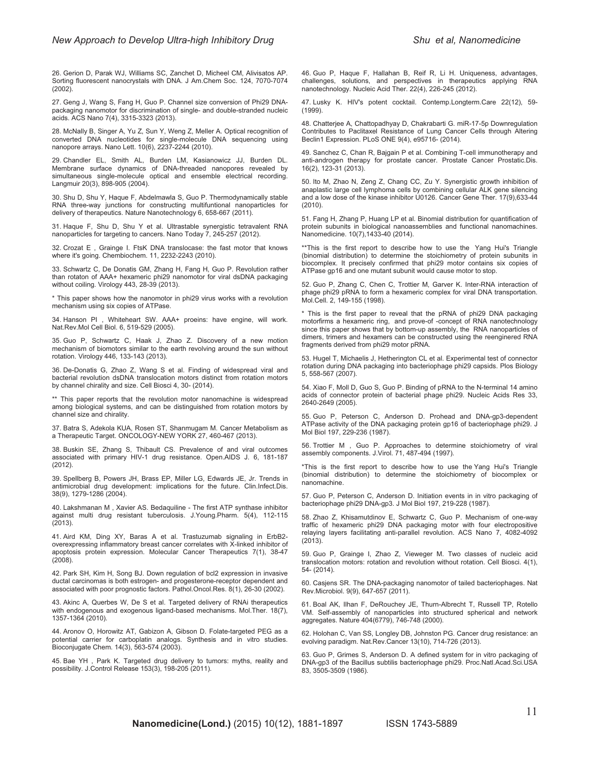26. Gerion D, Parak WJ, Williams SC, Zanchet D, Micheel CM, Alivisatos AP. Sorting fluorescent nanocrystals with DNA. J Am.Chem Soc. 124, 7070-7074 (2002).

27. Geng J, Wang S, Fang H, Guo P. Channel size conversion of Phi29 DNA-packaging nanomotor for discrimination of single- and double-stranded nucleic acids. ACS Nano 7(4), 3315-3323 (2013).

28. McNally B, Singer A, Yu Z, Sun Y, Weng Z, Meller A. Optical recognition of converted DNA nucleotides for single-molecule DNA sequencing using nanopore arrays. Nano Lett. 10(6), 2237-2244 (2010).

29. Chandler EL, Smith AL, Burden LM, Kasianowicz JJ, Burden DL. Membrane surface dynamics of DNA-threaded nanopores revealed by simultaneous single-molecule optical and ensemble electrical recording. Langmuir 20(3), 898-905 (2004).

30. Shu D, Shu Y, Haque F, Abdelmawla S, Guo P. Thermodynamically stable RNA three-way junctions for constructing multifuntional nanoparticles for delivery of therapeutics. Nature Nanotechnology 6, 658-667 (2011).

31. Haque F, Shu D, Shu Y et al. Ultrastable synergistic tetravalent RNA nanoparticles for targeting to cancers. Nano Today 7, 245-257 (2012).

32. Crozat E , Grainge I. FtsK DNA translocase: the fast motor that knows where it's going. Chembiochem. 11, 2232-2243 (2010).

33. Schwartz C, De Donatis GM, Zhang H, Fang H, Guo P. Revolution rather than rotaton of AAA+ hexameric phi29 nanomotor for viral dsDNA packaging without coiling. Virology 443, 28-39 (2013).

* This paper shows how the nanomotor in phi29 virus works with a revolution mechanism using six copies of ATPase.

34. Hanson PI , Whiteheart SW. AAA+ proeins: have engine, will work. Nat.Rev.Mol Cell Biol. 6, 519-529 (2005).

35. Guo P, Schwartz C, Haak J, Zhao Z. Discovery of a new motion mechanism of biomotors similar to the earth revolving around the sun without rotation. Virology 446, 133-143 (2013).

36. De-Donatis G, Zhao Z, Wang S et al. Finding of widespread viral and bacterial revolution dsDNA translocation motors distinct from rotation motors by channel chirality and size. Cell Biosci 4, 30- (2014).

** This paper reports that the revolution motor nanomachine is widespread among biological systems, and can be distinguished from rotation motors by channel size and chirality.

37. Batra S, Adekola KUA, Rosen ST, Shanmugam M. Cancer Metabolism as a Therapeutic Target. ONCOLOGY-NEW YORK 27, 460-467 (2013).

38. Buskin SE, Zhang S, Thibault CS. Prevalence of and viral outcomes associated with primary HIV-1 drug resistance. Open.AIDS J. 6, 181-187 (2012).

39. Spellberg B, Powers JH, Brass EP, Miller LG, Edwards JE, Jr. Trends in antimicrobial drug development: implications for the future. Clin.Infect.Dis. 38(9), 1279-1286 (2004).

40. Lakshmanan M , Xavier AS. Bedaquiline - The first ATP synthase inhibitor against multi drug resistant tuberculosis. J.Young.Pharm. 5(4), 112-115 (2013).

41. Aird KM, Ding XY, Baras A et al. Trastuzumab signaling in ErbB2-overexpressing inflammatory breast cancer correlates with X-linked inhibitor of apoptosis protein expression. Molecular Cancer Therapeutics 7(1), 38-47 (2008).

42. Park SH, Kim H, Song BJ. Down regulation of bcl2 expression in invasive ductal carcinomas is both estrogen- and progesterone-receptor dependent and associated with poor prognostic factors. Pathol.Oncol.Res. 8(1), 26-30 (2002).

43. Akinc A, Querbes W, De S et al. Targeted delivery of RNAi therapeutics with endogenous and exogenous ligand-based mechanisms. Mol.Ther. 18(7), 1357-1364 (2010).

44. Aronov O, Horowitz AT, Gabizon A, Gibson D. Folate-targeted PEG as a potential carrier for carboplatin analogs. Synthesis and in vitro studies. Bioconjugate Chem. 14(3), 563-574 (2003).

45. Bae YH , Park K. Targeted drug delivery to tumors: myths, reality and possibility. J.Control Release 153(3), 198-205 (2011).

46. Guo P, Haque F, Hallahan B, Reif R, Li H. Uniqueness, advantages, challenges, solutions, and perspectives in therapeutics applying RNA nanotechnology. Nucleic Acid Ther. 22(4), 226-245 (2012).

47. Lusky K. HIV's potent cocktail. Contemp.Longterm.Care 22(12), 59- (1999).

48. Chatterjee A, Chattopadhyay D, Chakrabarti G. miR-17-5p Downregulation Contributes to Paclitaxel Resistance of Lung Cancer Cells through Altering Beclin1 Expression. PLoS ONE 9(4), e95716- (2014).

49. Sanchez C, Chan R, Bajgain P et al. Combining T-cell immunotherapy and anti-androgen therapy for prostate cancer. Prostate Cancer Prostatic.Dis. 16(2), 123-31 (2013).

50. Ito M, Zhao N, Zeng Z, Chang CC, Zu Y. Synergistic growth inhibition of anaplastic large cell lymphoma cells by combining cellular ALK gene silencing and a low dose of the kinase inhibitor U0126. Cancer Gene Ther. 17(9),633-44 (2010).

51. Fang H, Zhang P, Huang LP et al. Binomial distribution for quantification of protein subunits in biological nanoassemblies and functional nanomachines. Nanomedicine. 10(7),1433-40 (2014).

**This is the first report to describe how to use the Yang Hui's Triangle (binomial distribution) to determine the stoichiometry of protein subunits in biocomplex. It precisely confirmed that phi29 motor contains six copies of ATPase gp16 and one mutant subunit would cause motor to stop.

52. Guo P, Zhang C, Chen C, Trottier M, Garver K. Inter-RNA interaction of phage phi29 pRNA to form a hexameric complex for viral DNA transportation. Mol.Cell. 2, 149-155 (1998).

* This is the first paper to reveal that the pRNA of phi29 DNA packaging motorfirms a hexameric ring, and prove-of -concept of RNA nanotechnology since this paper shows that by bottom-up assembly, the RNA nanoparticles of dimers, trimers and hexamers can be constructed using the reenginered RNA fragments derived from phi29 motor pRNA.

53. Hugel T, Michaelis J, Hetherington CL et al. Experimental test of connector rotation during DNA packaging into bacteriophage phi29 capsids. Plos Biology 5, 558-567 (2007).

54. Xiao F, Moll D, Guo S, Guo P. Binding of pRNA to the N-terminal 14 amino acids of connector protein of bacterial phage phi29. Nucleic Acids Res 33, 2640-2649 (2005).

55. Guo P, Peterson C, Anderson D. Prohead and DNA-gp3-dependent ATPase activity of the DNA packaging protein gp16 of bacteriophage phi29. J Mol Biol 197, 229-236 (1987).

56. Trottier M , Guo P. Approaches to determine stoichiometry of viral assembly components. J.Virol. 71, 487-494 (1997).

*This is the first report to describe how to use the Yang Hui's Triangle (binomial distribution) to determine the stoichiometry of biocomplex or nanomachine.

57. Guo P, Peterson C, Anderson D. Initiation events in in vitro packaging of bacteriophage phi29 DNA-gp3. J Mol Biol 197, 219-228 (1987).

58. Zhao Z, Khisamutdinov E, Schwartz C, Guo P. Mechanism of one-way traffic of hexameric phi29 DNA packaging motor with four electropositive relaying layers facilitating anti-parallel revolution. ACS Nano 7, 4082-4092 (2013).

59. Guo P, Grainge I, Zhao Z, Vieweger M. Two classes of nucleic acid translocation motors: rotation and revolution without rotation. Cell Biosci. 4(1), 54- (2014).

60. Casjens SR. The DNA-packaging nanomotor of tailed bacteriophages. Nat Rev.Microbiol. 9(9), 647-657 (2011).

61. Boal AK, Ilhan F, DeRouchey JE, Thurn-Albrecht T, Russell TP, Rotello VM. Self-assembly of nanoparticles into structured spherical and network aggregates. Nature 404(6779), 746-748 (2000).

62. Holohan C, Van SS, Longley DB, Johnston PG. Cancer drug resistance: an evolving paradigm. Nat.Rev.Cancer 13(10), 714-726 (2013).

63. Guo P, Grimes S, Anderson D. A defined system for in vitro packaging of DNA-gp3 of the Bacillus subtilis bacteriophage phi29. Proc.Natl.Acad.Sci.USA 83, 3505-3509 (1986).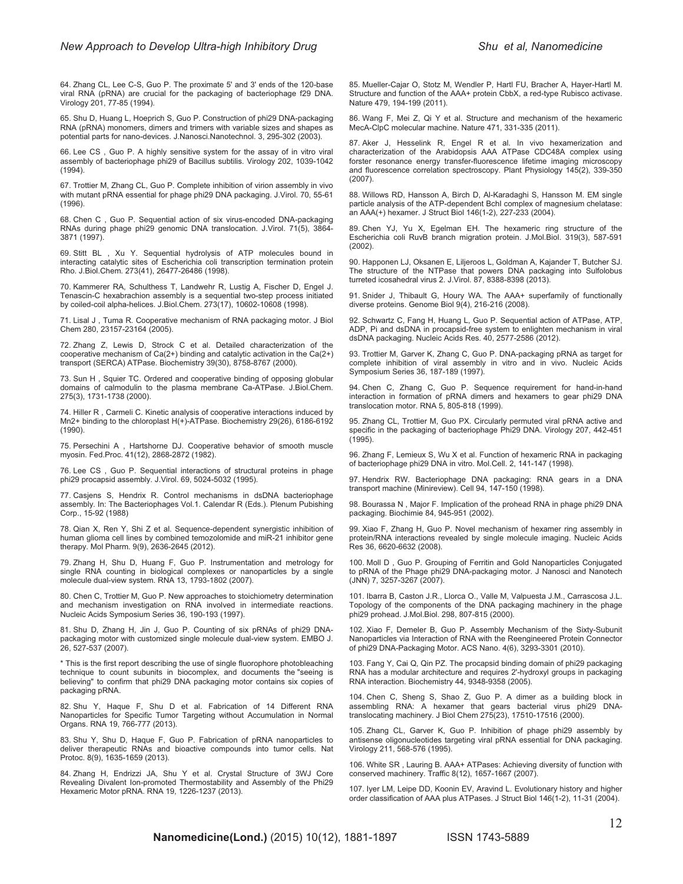64. Zhang CL, Lee C-S, Guo P. The proximate 5' and 3' ends of the 120-base viral RNA (pRNA) are crucial for the packaging of bacteriophage f29 DNA. Virology 201, 77-85 (1994).

65. Shu D, Huang L, Hoeprich S, Guo P. Construction of phi29 DNA-packaging RNA (pRNA) monomers, dimers and trimers with variable sizes and shapes as potential parts for nano-devices. J.Nanosci.Nanotechnol. 3, 295-302 (2003).

66. Lee CS , Guo P. A highly sensitive system for the assay of in vitro viral assembly of bacteriophage phi29 of Bacillus subtilis. Virology 202, 1039-1042 (1994).

67. Trottier M, Zhang CL, Guo P. Complete inhibition of virion assembly in vivo with mutant pRNA essential for phage phi29 DNA packaging. J.Virol. 70, 55-61 (1996).

68. Chen C , Guo P. Sequential action of six virus-encoded DNA-packaging RNAs during phage phi29 genomic DNA translocation. J.Virol. 71(5), 3864-3871 (1997).

69. Stitt BL , Xu Y. Sequential hydrolysis of ATP molecules bound in interacting catalytic sites of Escherichia coli transcription termination protein Rho. J.Biol.Chem. 273(41), 26477-26486 (1998).

70. Kammerer RA, Schulthess T, Landwehr R, Lustig A, Fischer D, Engel J. Tenascin-C hexabrachion assembly is a sequential two-step process initiated by coiled-coil alpha-helices. J.Biol.Chem. 273(17), 10602-10608 (1998).

71. Lisal J , Tuma R. Cooperative mechanism of RNA packaging motor. J Biol Chem 280, 23157-23164 (2005).

72. Zhang Z, Lewis D, Strock C et al. Detailed characterization of the cooperative mechanism of Ca(2+) binding and catalytic activation in the Ca(2+) transport (SERCA) ATPase. Biochemistry 39(30), 8758-8767 (2000).

73. Sun H , Squier TC. Ordered and cooperative binding of opposing globular domains of calmodulin to the plasma membrane Ca-ATPase. J.Biol.Chem. 275(3), 1731-1738 (2000).

74. Hiller R , Carmeli C. Kinetic analysis of cooperative interactions induced by Mn2+ binding to the chloroplast H(+)-ATPase. Biochemistry 29(26), 6186-6192 (1990).

75. Persechini A , Hartshorne DJ. Cooperative behavior of smooth muscle myosin. Fed.Proc. 41(12), 2868-2872 (1982).

76. Lee CS , Guo P. Sequential interactions of structural proteins in phage phi29 procapsid assembly. J.Virol. 69, 5024-5032 (1995).

77. Casjens S, Hendrix R. Control mechanisms in dsDNA bacteriophage assembly. In: The Bacteriophages Vol.1. Calendar R (Eds.). Plenum Pubishing Corp., 15-92 (1988)

78. Qian X, Ren Y, Shi Z et al. Sequence-dependent synergistic inhibition of human glioma cell lines by combined temozolomide and miR-21 inhibitor gene therapy. Mol Pharm. 9(9), 2636-2645 (2012).

79. Zhang H, Shu D, Huang F, Guo P. Instrumentation and metrology for single RNA counting in biological complexes or nanoparticles by a single molecule dual-view system. RNA 13, 1793-1802 (2007).

80. Chen C, Trottier M, Guo P. New approaches to stoichiometry determination and mechanism investigation on RNA involved in intermediate reactions. Nucleic Acids Symposium Series 36, 190-193 (1997).

81. Shu D, Zhang H, Jin J, Guo P. Counting of six pRNAs of phi29 DNA-packaging motor with customized single molecule dual-view system. EMBO J. 26, 527-537 (2007).

* This is the first report describing the use of single fluorophore photobleaching technique to count subunits in biocomplex, and documents the "seeing is believing" to confirm that phi29 DNA packaging motor contains six copies of packaging pRNA.

82. Shu Y, Haque F, Shu D et al. Fabrication of 14 Different RNA Nanoparticles for Specific Tumor Targeting without Accumulation in Normal Organs. RNA 19, 766-777 (2013).

83. Shu Y, Shu D, Haque F, Guo P. Fabrication of pRNA nanoparticles to deliver therapeutic RNAs and bioactive compounds into tumor cells. Nat Protoc. 8(9), 1635-1659 (2013).

84. Zhang H, Endrizzi JA, Shu Y et al. Crystal Structure of 3WJ Core Revealing Divalent Ion-promoted Thermostability and Assembly of the Phi29 Hexameric Motor pRNA. RNA 19, 1226-1237 (2013).

85. Mueller-Cajar O, Stotz M, Wendler P, Hartl FU, Bracher A, Hayer-Hartl M. Structure and function of the AAA+ protein CbbX, a red-type Rubisco activase. Nature 479, 194-199 (2011).

86. Wang F, Mei Z, Qi Y et al. Structure and mechanism of the hexameric MecA-ClpC molecular machine. Nature 471, 331-335 (2011).

87. Aker J, Hesselink R, Engel R et al. In vivo hexamerization and characterization of the Arabidopsis AAA ATPase CDC48A complex using forster resonance energy transfer-fluorescence lifetime imaging microscopy and fluorescence correlation spectroscopy. Plant Physiology 145(2), 339-350 (2007).

88. Willows RD, Hansson A, Birch D, Al-Karadaghi S, Hansson M. EM single particle analysis of the ATP-dependent BchI complex of magnesium chelatase: an AAA(+) hexamer. J Struct Biol 146(1-2), 227-233 (2004).

89. Chen YJ, Yu X, Egelman EH. The hexameric ring structure of the Escherichia coli RuvB branch migration protein. J.Mol.Biol. 319(3), 587-591 (2002).

90. Happonen LJ, Oksanen E, Liljeroos L, Goldman A, Kajander T, Butcher SJ. The structure of the NTPase that powers DNA packaging into Sulfolobus turreted icosahedral virus 2. J.Virol. 87, 8388-8398 (2013).

91. Snider J, Thibault G, Houry WA. The AAA+ superfamily of functionally diverse proteins. Genome Biol 9(4), 216-216 (2008).

92. Schwartz C, Fang H, Huang L, Guo P. Sequential action of ATPase, ATP, ADP, Pi and dsDNA in procapsid-free system to enlighten mechanism in viral dsDNA packaging. Nucleic Acids Res. 40, 2577-2586 (2012).

93. Trottier M, Garver K, Zhang C, Guo P. DNA-packaging pRNA as target for complete inhibition of viral assembly in vitro and in vivo. Nucleic Acids Symposium Series 36, 187-189 (1997).

94. Chen C, Zhang C, Guo P. Sequence requirement for hand-in-hand interaction in formation of pRNA dimers and hexamers to gear phi29 DNA translocation motor. RNA 5, 805-818 (1999).

95. Zhang CL, Trottier M, Guo PX. Circularly permuted viral pRNA active and specific in the packaging of bacteriophage Phi29 DNA. Virology 207, 442-451 (1995).

96. Zhang F, Lemieux S, Wu X et al. Function of hexameric RNA in packaging of bacteriophage phi29 DNA in vitro. Mol.Cell. 2, 141-147 (1998).

97. Hendrix RW. Bacteriophage DNA packaging: RNA gears in a DNA transport machine (Minireview). Cell 94, 147-150 (1998).

98. Bourassa N , Major F. Implication of the prohead RNA in phage phi29 DNA packaging. Biochimie 84, 945-951 (2002).

99. Xiao F, Zhang H, Guo P. Novel mechanism of hexamer ring assembly in protein/RNA interactions revealed by single molecule imaging. Nucleic Acids Res 36, 6620-6632 (2008).

100. Moll D , Guo P. Grouping of Ferritin and Gold Nanoparticles Conjugated to pRNA of the Phage phi29 DNA-packaging motor. J Nanosci and Nanotech (JNN) 7, 3257-3267 (2007).

101. Ibarra B, Caston J.R., Llorca O., Valle M, Valpuesta J.M., Carrascosa J.L. Topology of the components of the DNA packaging machinery in the phage phi29 prohead. J.Mol.Biol. 298, 807-815 (2000).

102. Xiao F, Demeler B, Guo P. Assembly Mechanism of the Sixty-Subunit Nanoparticles via Interaction of RNA with the Reengineered Protein Connector of phi29 DNA-Packaging Motor. ACS Nano. 4(6), 3293-3301 (2010).

103. Fang Y, Cai Q, Qin PZ. The procapsid binding domain of phi29 packaging RNA has a modular architecture and requires 2'-hydroxyl groups in packaging RNA interaction. Biochemistry 44, 9348-9358 (2005).

104. Chen C, Sheng S, Shao Z, Guo P. A dimer as a building block in assembling RNA: A hexamer that gears bacterial virus phi29 DNA-translocating machinery. J Biol Chem 275(23), 17510-17516 (2000).

105. Zhang CL, Garver K, Guo P. Inhibition of phage phi29 assembly by antisense oligonucleotides targeting viral pRNA essential for DNA packaging. Virology 211, 568-576 (1995).

106. White SR , Lauring B. AAA+ ATPases: Achieving diversity of function with conserved machinery. Traffic 8(12), 1657-1667 (2007).

107. Iyer LM, Leipe DD, Koonin EV, Aravind L. Evolutionary history and higher order classification of AAA plus ATPases. J Struct Biol 146(1-2), 11-31 (2004).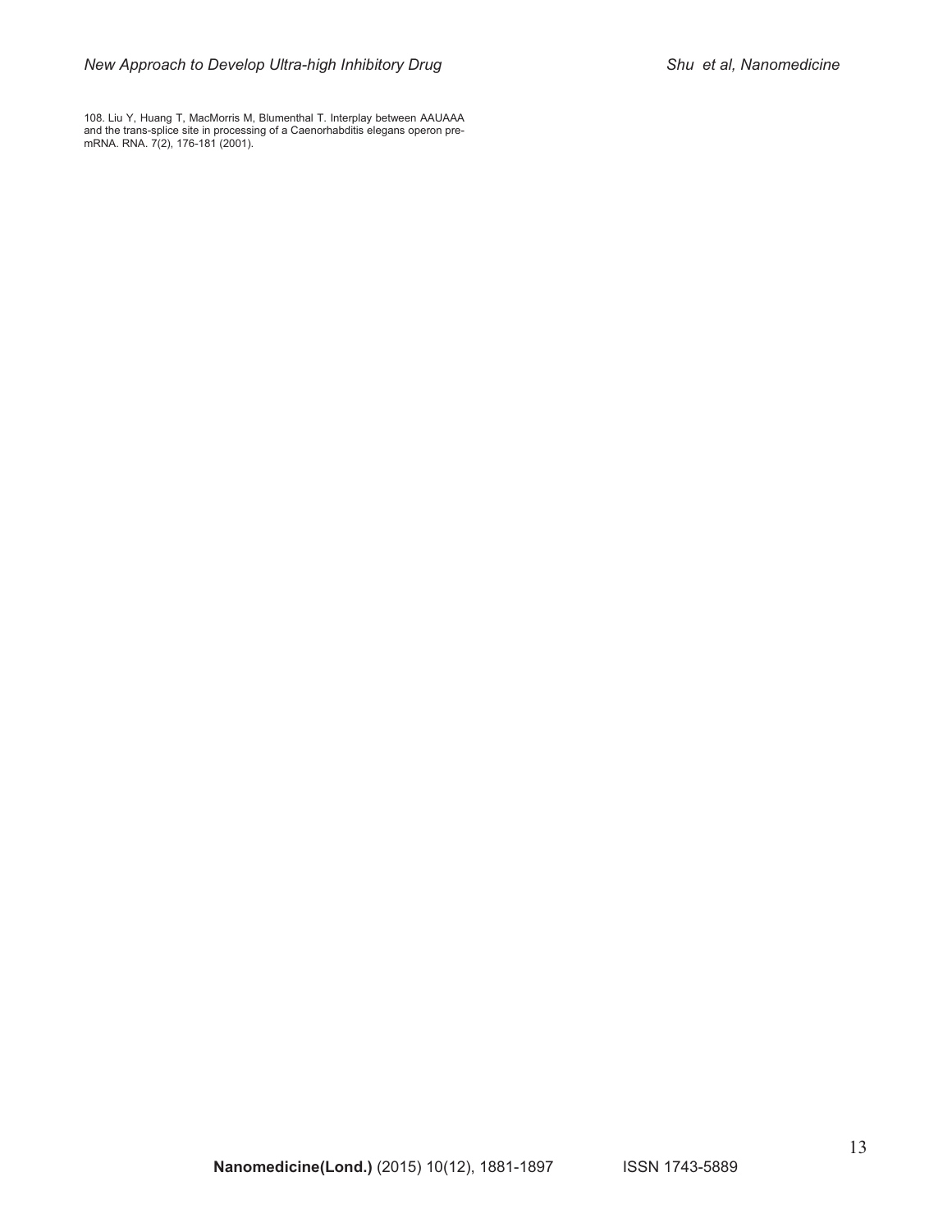108. Liu Y, Huang T, MacMorris M, Blumenthal T. Interplay between AAUAAA and the trans-splice site in processing of a Caenorhabditis elegans operon pre-mRNA. RNA. 7(2), 176-181 (2001).